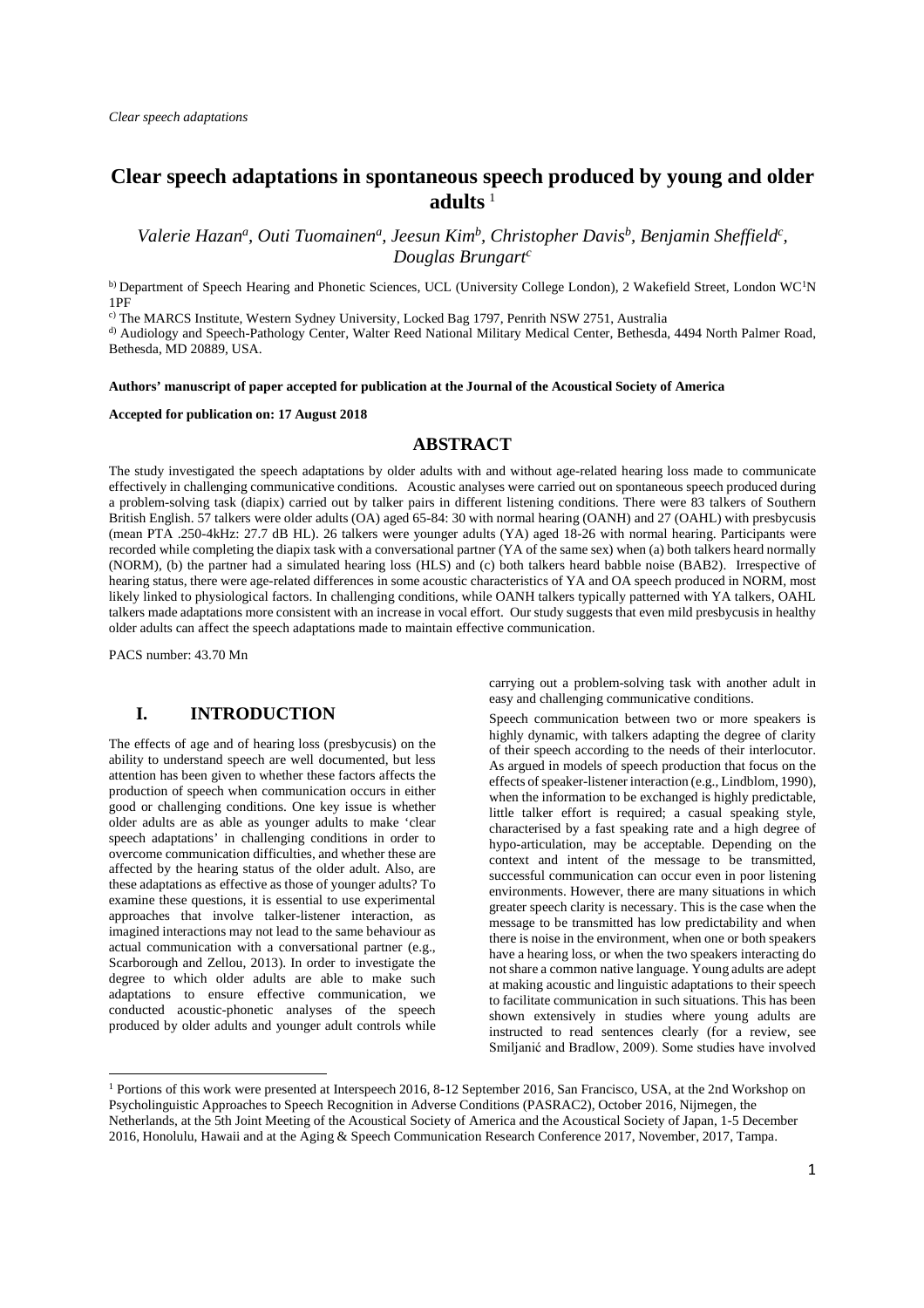# Clear speech adaptations in spontaneous speech produced by young and older adults [1]

*Valerie Hazan[a], Outi Tuomainen[a], Jeesun Kim[b], Christopher Davis[b], Benjamin Sheffield[c], Douglas Brungart[c]*

[b)] Department of Speech Hearing and Phonetic Sciences, UCL (University College London), 2 Wakefield Street, London WC1N 1PF

[c)] The MARCS Institute, Western Sydney University, Locked Bag 1797, Penrith NSW 2751, Australia

[d)] Audiology and Speech-Pathology Center, Walter Reed National Military Medical Center, Bethesda, 4494 North Palmer Road, Bethesda, MD 20889, USA.

**Authors' manuscript of paper accepted for publication at the Journal of the Acoustical Society of America**

**Accepted for publication on: 17 August 2018**

## ABSTRACT

The study investigated the speech adaptations by older adults with and without age-related hearing loss made to communicate effectively in challenging communicative conditions. Acoustic analyses were carried out on spontaneous speech produced during a problem-solving task (diapix) carried out by talker pairs in different listening conditions. There were 83 talkers of Southern British English. 57 talkers were older adults (OA) aged 65-84: 30 with normal hearing (OANH) and 27 (OAHL) with presbycusis (mean PTA .250-4kHz: 27.7 dB HL). 26 talkers were younger adults (YA) aged 18-26 with normal hearing. Participants were recorded while completing the diapix task with a conversational partner (YA of the same sex) when (a) both talkers heard normally (NORM), (b) the partner had a simulated hearing loss (HLS) and (c) both talkers heard babble noise (BAB2). Irrespective of hearing status, there were age-related differences in some acoustic characteristics of YA and OA speech produced in NORM, most likely linked to physiological factors. In challenging conditions, while OANH talkers typically patterned with YA talkers, OAHL talkers made adaptations more consistent with an increase in vocal effort. Our study suggests that even mild presbycusis in healthy older adults can affect the speech adaptations made to maintain effective communication.

PACS number: 43.70 Mn

## I. INTRODUCTION

The effects of age and of hearing loss (presbycusis) on the ability to understand speech are well documented, but less attention has been given to whether these factors affects the production of speech when communication occurs in either good or challenging conditions. One key issue is whether older adults are as able as younger adults to make 'clear speech adaptations' in challenging conditions in order to overcome communication difficulties, and whether these are affected by the hearing status of the older adult. Also, are these adaptations as effective as those of younger adults? To examine these questions, it is essential to use experimental approaches that involve talker-listener interaction, as imagined interactions may not lead to the same behaviour as actual communication with a conversational partner (e.g., Scarborough and Zellou, 2013). In order to investigate the degree to which older adults are able to make such adaptations to ensure effective communication, we conducted acoustic-phonetic analyses of the speech produced by older adults and younger adult controls while carrying out a problem-solving task with another adult in easy and challenging communicative conditions.

Speech communication between two or more speakers is highly dynamic, with talkers adapting the degree of clarity of their speech according to the needs of their interlocutor. As argued in models of speech production that focus on the effects of speaker-listener interaction (e.g., Lindblom, 1990), when the information to be exchanged is highly predictable, little talker effort is required; a casual speaking style, characterised by a fast speaking rate and a high degree of hypo-articulation, may be acceptable. Depending on the context and intent of the message to be transmitted, successful communication can occur even in poor listening environments. However, there are many situations in which greater speech clarity is necessary. This is the case when the message to be transmitted has low predictability and when there is noise in the environment, when one or both speakers have a hearing loss, or when the two speakers interacting do not share a common native language. Young adults are adept at making acoustic and linguistic adaptations to their speech to facilitate communication in such situations. This has been shown extensively in studies where young adults are instructed to read sentences clearly (for a review, see Smiljanić and Bradlow, 2009). Some studies have involved

[1] Portions of this work were presented at Interspeech 2016, 8-12 September 2016, San Francisco, USA, at the 2nd Workshop on Psycholinguistic Approaches to Speech Recognition in Adverse Conditions (PASRAC2), October 2016, Nijmegen, the Netherlands, at the 5th Joint Meeting of the Acoustical Society of America and the Acoustical Society of Japan, 1-5 December 2016, Honolulu, Hawaii and at the Aging & Speech Communication Research Conference 2017, November, 2017, Tampa.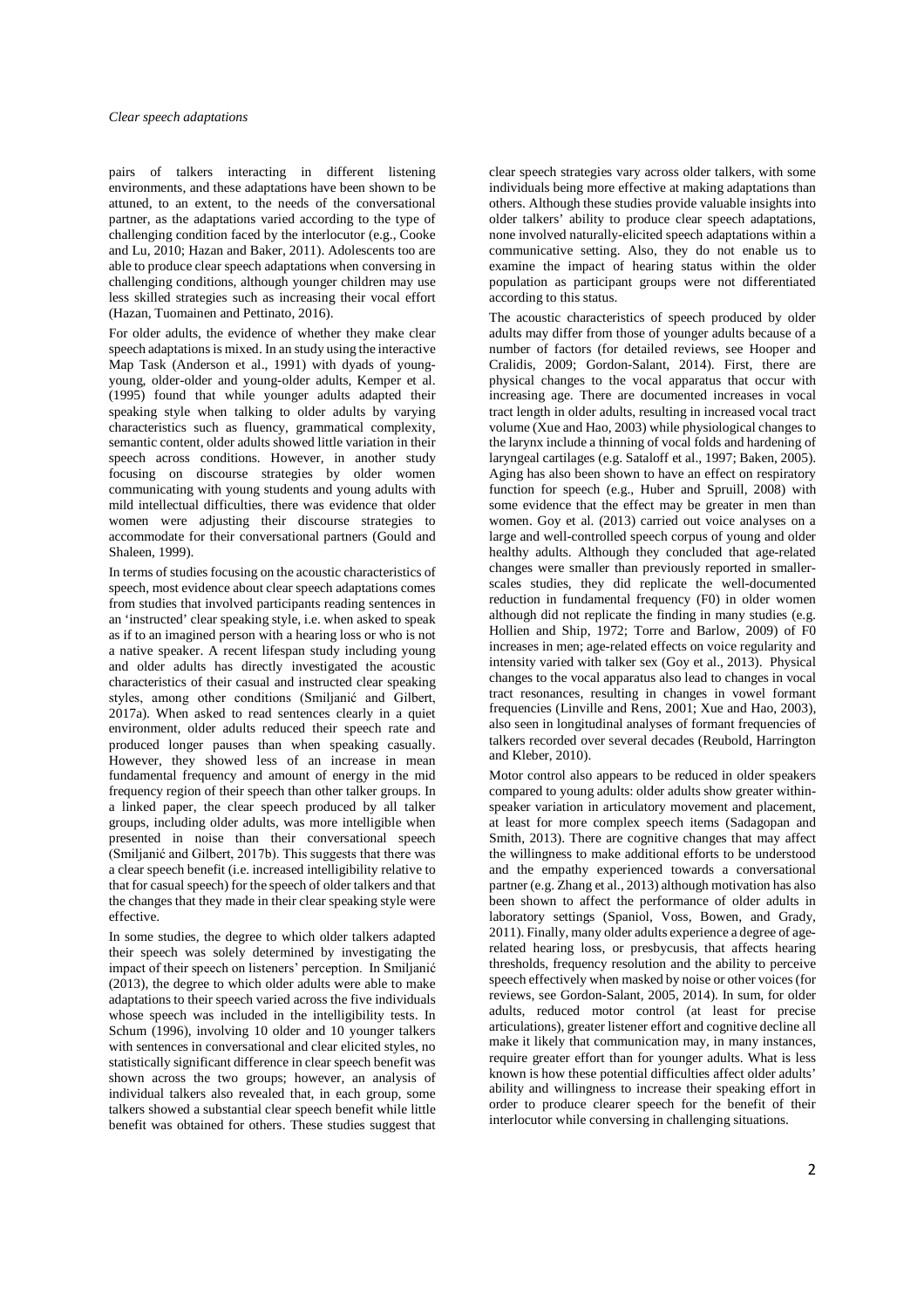pairs of talkers interacting in different listening environments, and these adaptations have been shown to be attuned, to an extent, to the needs of the conversational partner, as the adaptations varied according to the type of challenging condition faced by the interlocutor (e.g., Cooke and Lu, 2010; Hazan and Baker, 2011). Adolescents too are able to produce clear speech adaptations when conversing in challenging conditions, although younger children may use less skilled strategies such as increasing their vocal effort (Hazan, Tuomainen and Pettinato, 2016).

For older adults, the evidence of whether they make clear speech adaptations is mixed. In an study using the interactive Map Task (Anderson et al., 1991) with dyads of young-young, older-older and young-older adults, Kemper et al. (1995) found that while younger adults adapted their speaking style when talking to older adults by varying characteristics such as fluency, grammatical complexity, semantic content, older adults showed little variation in their speech across conditions. However, in another study focusing on discourse strategies by older women communicating with young students and young adults with mild intellectual difficulties, there was evidence that older women were adjusting their discourse strategies to accommodate for their conversational partners (Gould and Shaleen, 1999).

In terms of studies focusing on the acoustic characteristics of speech, most evidence about clear speech adaptations comes from studies that involved participants reading sentences in an 'instructed' clear speaking style, i.e. when asked to speak as if to an imagined person with a hearing loss or who is not a native speaker. A recent lifespan study including young and older adults has directly investigated the acoustic characteristics of their casual and instructed clear speaking styles, among other conditions (Smiljanić and Gilbert, 2017a). When asked to read sentences clearly in a quiet environment, older adults reduced their speech rate and produced longer pauses than when speaking casually. However, they showed less of an increase in mean fundamental frequency and amount of energy in the mid frequency region of their speech than other talker groups. In a linked paper, the clear speech produced by all talker groups, including older adults, was more intelligible when presented in noise than their conversational speech (Smiljanić and Gilbert, 2017b). This suggests that there was a clear speech benefit (i.e. increased intelligibility relative to that for casual speech) for the speech of older talkers and that the changes that they made in their clear speaking style were effective.

In some studies, the degree to which older talkers adapted their speech was solely determined by investigating the impact of their speech on listeners' perception. In Smiljanić (2013), the degree to which older adults were able to make adaptations to their speech varied across the five individuals whose speech was included in the intelligibility tests. In Schum (1996), involving 10 older and 10 younger talkers with sentences in conversational and clear elicited styles, no statistically significant difference in clear speech benefit was shown across the two groups; however, an analysis of individual talkers also revealed that, in each group, some talkers showed a substantial clear speech benefit while little benefit was obtained for others. These studies suggest that clear speech strategies vary across older talkers, with some individuals being more effective at making adaptations than others. Although these studies provide valuable insights into older talkers' ability to produce clear speech adaptations, none involved naturally-elicited speech adaptations within a communicative setting. Also, they do not enable us to examine the impact of hearing status within the older population as participant groups were not differentiated according to this status.

The acoustic characteristics of speech produced by older adults may differ from those of younger adults because of a number of factors (for detailed reviews, see Hooper and Cralidis, 2009; Gordon-Salant, 2014). First, there are physical changes to the vocal apparatus that occur with increasing age. There are documented increases in vocal tract length in older adults, resulting in increased vocal tract volume (Xue and Hao, 2003) while physiological changes to the larynx include a thinning of vocal folds and hardening of laryngeal cartilages (e.g. Sataloff et al., 1997; Baken, 2005). Aging has also been shown to have an effect on respiratory function for speech (e.g., Huber and Spruill, 2008) with some evidence that the effect may be greater in men than women. Goy et al. (2013) carried out voice analyses on a large and well-controlled speech corpus of young and older healthy adults. Although they concluded that age-related changes were smaller than previously reported in smaller-scales studies, they did replicate the well-documented reduction in fundamental frequency (F0) in older women although did not replicate the finding in many studies (e.g. Hollien and Ship, 1972; Torre and Barlow, 2009) of F0 increases in men; age-related effects on voice regularity and intensity varied with talker sex (Goy et al., 2013). Physical changes to the vocal apparatus also lead to changes in vocal tract resonances, resulting in changes in vowel formant frequencies (Linville and Rens, 2001; Xue and Hao, 2003), also seen in longitudinal analyses of formant frequencies of talkers recorded over several decades (Reubold, Harrington and Kleber, 2010).

Motor control also appears to be reduced in older speakers compared to young adults: older adults show greater within-speaker variation in articulatory movement and placement, at least for more complex speech items (Sadagopan and Smith, 2013). There are cognitive changes that may affect the willingness to make additional efforts to be understood and the empathy experienced towards a conversational partner (e.g. Zhang et al., 2013) although motivation has also been shown to affect the performance of older adults in laboratory settings (Spaniol, Voss, Bowen, and Grady, 2011). Finally, many older adults experience a degree of age-related hearing loss, or presbycusis, that affects hearing thresholds, frequency resolution and the ability to perceive speech effectively when masked by noise or other voices (for reviews, see Gordon-Salant, 2005, 2014). In sum, for older adults, reduced motor control (at least for precise articulations), greater listener effort and cognitive decline all make it likely that communication may, in many instances, require greater effort than for younger adults. What is less known is how these potential difficulties affect older adults' ability and willingness to increase their speaking effort in order to produce clearer speech for the benefit of their interlocutor while conversing in challenging situations.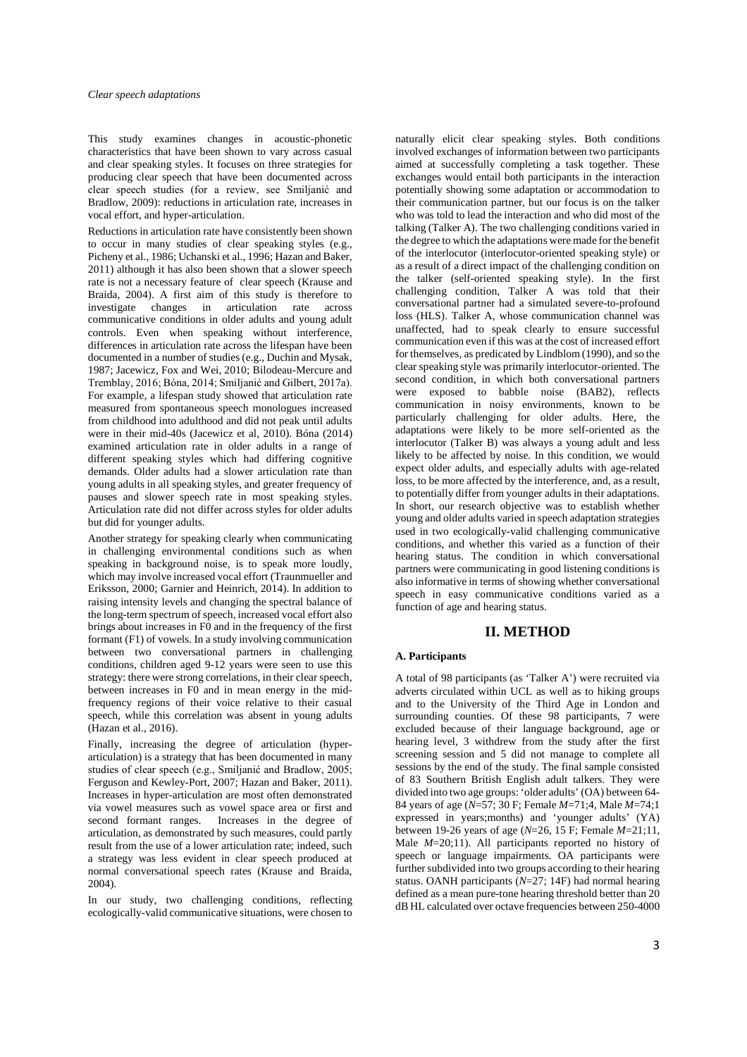This study examines changes in acoustic-phonetic characteristics that have been shown to vary across casual and clear speaking styles. It focuses on three strategies for producing clear speech that have been documented across clear speech studies (for a review, see Smiljanić and Bradlow, 2009): reductions in articulation rate, increases in vocal effort, and hyper-articulation.

Reductions in articulation rate have consistently been shown to occur in many studies of clear speaking styles (e.g., Picheny et al., 1986; Uchanski et al., 1996; Hazan and Baker, 2011) although it has also been shown that a slower speech rate is not a necessary feature of clear speech (Krause and Braida, 2004). A first aim of this study is therefore to investigate changes in articulation rate across communicative conditions in older adults and young adult controls. Even when speaking without interference, differences in articulation rate across the lifespan have been documented in a number of studies (e.g., Duchin and Mysak, 1987; Jacewicz, Fox and Wei, 2010; Bilodeau-Mercure and Tremblay, 2016; Bóna, 2014; Smiljanić and Gilbert, 2017a). For example, a lifespan study showed that articulation rate measured from spontaneous speech monologues increased from childhood into adulthood and did not peak until adults were in their mid-40s (Jacewicz et al, 2010). Bóna (2014) examined articulation rate in older adults in a range of different speaking styles which had differing cognitive demands. Older adults had a slower articulation rate than young adults in all speaking styles, and greater frequency of pauses and slower speech rate in most speaking styles. Articulation rate did not differ across styles for older adults but did for younger adults.

Another strategy for speaking clearly when communicating in challenging environmental conditions such as when speaking in background noise, is to speak more loudly, which may involve increased vocal effort (Traunmueller and Eriksson, 2000; Garnier and Heinrich, 2014). In addition to raising intensity levels and changing the spectral balance of the long-term spectrum of speech, increased vocal effort also brings about increases in F0 and in the frequency of the first formant (F1) of vowels. In a study involving communication between two conversational partners in challenging conditions, children aged 9-12 years were seen to use this strategy: there were strong correlations, in their clear speech, between increases in F0 and in mean energy in the mid-frequency regions of their voice relative to their casual speech, while this correlation was absent in young adults (Hazan et al., 2016).

Finally, increasing the degree of articulation (hyper-articulation) is a strategy that has been documented in many studies of clear speech (e.g., Smiljanić and Bradlow, 2005; Ferguson and Kewley-Port, 2007; Hazan and Baker, 2011). Increases in hyper-articulation are most often demonstrated via vowel measures such as vowel space area or first and second formant ranges. Increases in the degree of articulation, as demonstrated by such measures, could partly result from the use of a lower articulation rate; indeed, such a strategy was less evident in clear speech produced at normal conversational speech rates (Krause and Braida, 2004).

In our study, two challenging conditions, reflecting ecologically-valid communicative situations, were chosen to naturally elicit clear speaking styles. Both conditions involved exchanges of information between two participants aimed at successfully completing a task together. These exchanges would entail both participants in the interaction potentially showing some adaptation or accommodation to their communication partner, but our focus is on the talker who was told to lead the interaction and who did most of the talking (Talker A). The two challenging conditions varied in the degree to which the adaptations were made for the benefit of the interlocutor (interlocutor-oriented speaking style) or as a result of a direct impact of the challenging condition on the talker (self-oriented speaking style). In the first challenging condition, Talker A was told that their conversational partner had a simulated severe-to-profound loss (HLS). Talker A, whose communication channel was unaffected, had to speak clearly to ensure successful communication even if this was at the cost of increased effort for themselves, as predicated by Lindblom (1990), and so the clear speaking style was primarily interlocutor-oriented. The second condition, in which both conversational partners were exposed to babble noise (BAB2), reflects communication in noisy environments, known to be particularly challenging for older adults. Here, the adaptations were likely to be more self-oriented as the interlocutor (Talker B) was always a young adult and less likely to be affected by noise. In this condition, we would expect older adults, and especially adults with age-related loss, to be more affected by the interference, and, as a result, to potentially differ from younger adults in their adaptations. In short, our research objective was to establish whether young and older adults varied in speech adaptation strategies used in two ecologically-valid challenging communicative conditions, and whether this varied as a function of their hearing status. The condition in which conversational partners were communicating in good listening conditions is also informative in terms of showing whether conversational speech in easy communicative conditions varied as a function of age and hearing status.

## II. METHOD

### A. Participants

A total of 98 participants (as 'Talker A') were recruited via adverts circulated within UCL as well as to hiking groups and to the University of the Third Age in London and surrounding counties. Of these 98 participants, 7 were excluded because of their language background, age or hearing level, 3 withdrew from the study after the first screening session and 5 did not manage to complete all sessions by the end of the study. The final sample consisted of 83 Southern British English adult talkers. They were divided into two age groups: 'older adults' (OA) between 64-84 years of age ($N$=57; 30 F; Female $M$=71;4, Male $M$=74;1 expressed in years;months) and 'younger adults' (YA) between 19-26 years of age ($N$=26, 15 F; Female $M$=21;11, Male $M$=20;11). All participants reported no history of speech or language impairments. OA participants were further subdivided into two groups according to their hearing status. OANH participants ($N$=27; 14F) had normal hearing defined as a mean pure-tone hearing threshold better than 20 dB HL calculated over octave frequencies between 250-4000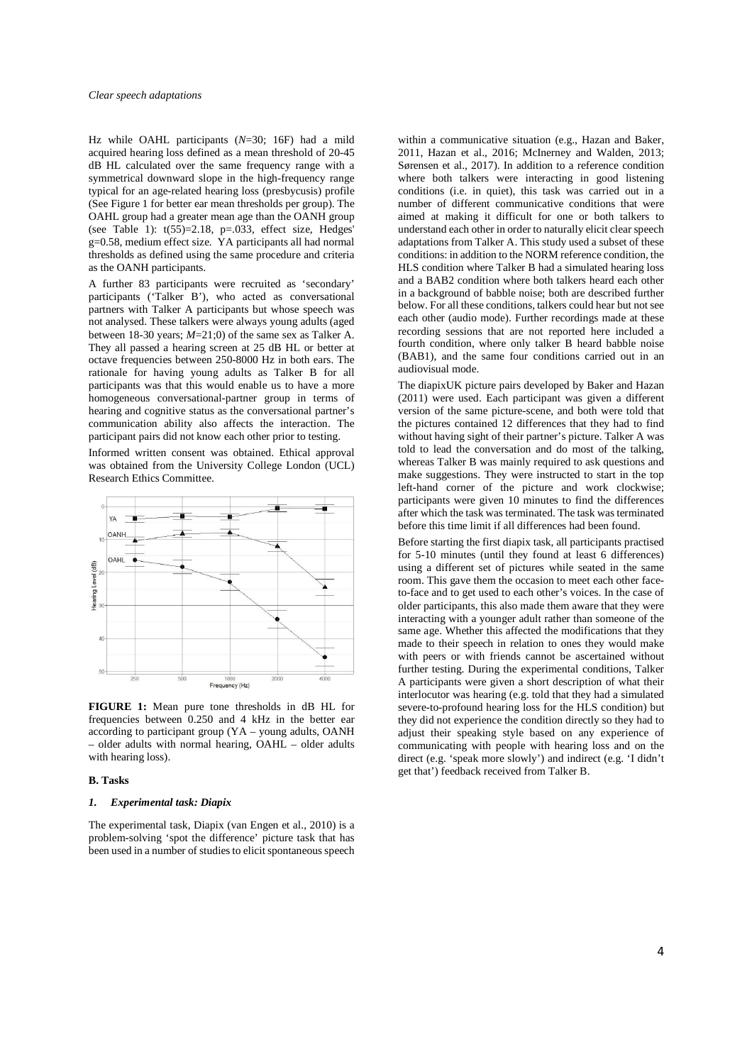Hz while OAHL participants (*N*=30; 16F) had a mild acquired hearing loss defined as a mean threshold of 20-45 dB HL calculated over the same frequency range with a symmetrical downward slope in the high-frequency range typical for an age-related hearing loss (presbycusis) profile (See Figure 1 for better ear mean thresholds per group). The OAHL group had a greater mean age than the OANH group (see Table 1): $t(55)=2.18$, $p=.033$, effect size, Hedges' $g=0.58$, medium effect size. YA participants all had normal thresholds as defined using the same procedure and criteria as the OANH participants.

A further 83 participants were recruited as 'secondary' participants ('Talker B'), who acted as conversational partners with Talker A participants but whose speech was not analysed. These talkers were always young adults (aged between 18-30 years; *M*=21;0) of the same sex as Talker A. They all passed a hearing screen at 25 dB HL or better at octave frequencies between 250-8000 Hz in both ears. The rationale for having young adults as Talker B for all participants was that this would enable us to have a more homogeneous conversational-partner group in terms of hearing and cognitive status as the conversational partner's communication ability also affects the interaction. The participant pairs did not know each other prior to testing.

Informed written consent was obtained. Ethical approval was obtained from the University College London (UCL) Research Ethics Committee.

**FIGURE 1:** Mean pure tone thresholds in dB HL for frequencies between 0.250 and 4 kHz in the better ear according to participant group (YA – young adults, OANH – older adults with normal hearing, OAHL – older adults with hearing loss).

### B. Tasks

#### *1. Experimental task: Diapix*

The experimental task, Diapix (van Engen et al., 2010) is a problem-solving 'spot the difference' picture task that has been used in a number of studies to elicit spontaneous speech within a communicative situation (e.g., Hazan and Baker, 2011, Hazan et al., 2016; McInerney and Walden, 2013; Sørensen et al., 2017). In addition to a reference condition where both talkers were interacting in good listening conditions (i.e. in quiet), this task was carried out in a number of different communicative conditions that were aimed at making it difficult for one or both talkers to understand each other in order to naturally elicit clear speech adaptations from Talker A. This study used a subset of these conditions: in addition to the NORM reference condition, the HLS condition where Talker B had a simulated hearing loss and a BAB2 condition where both talkers heard each other in a background of babble noise; both are described further below. For all these conditions, talkers could hear but not see each other (audio mode). Further recordings made at these recording sessions that are not reported here included a fourth condition, where only talker B heard babble noise (BAB1), and the same four conditions carried out in an audiovisual mode.

The diapixUK picture pairs developed by Baker and Hazan (2011) were used. Each participant was given a different version of the same picture-scene, and both were told that the pictures contained 12 differences that they had to find without having sight of their partner's picture. Talker A was told to lead the conversation and do most of the talking, whereas Talker B was mainly required to ask questions and make suggestions. They were instructed to start in the top left-hand corner of the picture and work clockwise; participants were given 10 minutes to find the differences after which the task was terminated. The task was terminated before this time limit if all differences had been found.

Before starting the first diapix task, all participants practised for 5-10 minutes (until they found at least 6 differences) using a different set of pictures while seated in the same room. This gave them the occasion to meet each other face-to-face and to get used to each other's voices. In the case of older participants, this also made them aware that they were interacting with a younger adult rather than someone of the same age. Whether this affected the modifications that they made to their speech in relation to ones they would make with peers or with friends cannot be ascertained without further testing. During the experimental conditions, Talker A participants were given a short description of what their interlocutor was hearing (e.g. told that they had a simulated severe-to-profound hearing loss for the HLS condition) but they did not experience the condition directly so they had to adjust their speaking style based on any experience of communicating with people with hearing loss and on the direct (e.g. 'speak more slowly') and indirect (e.g. 'I didn't get that') feedback received from Talker B.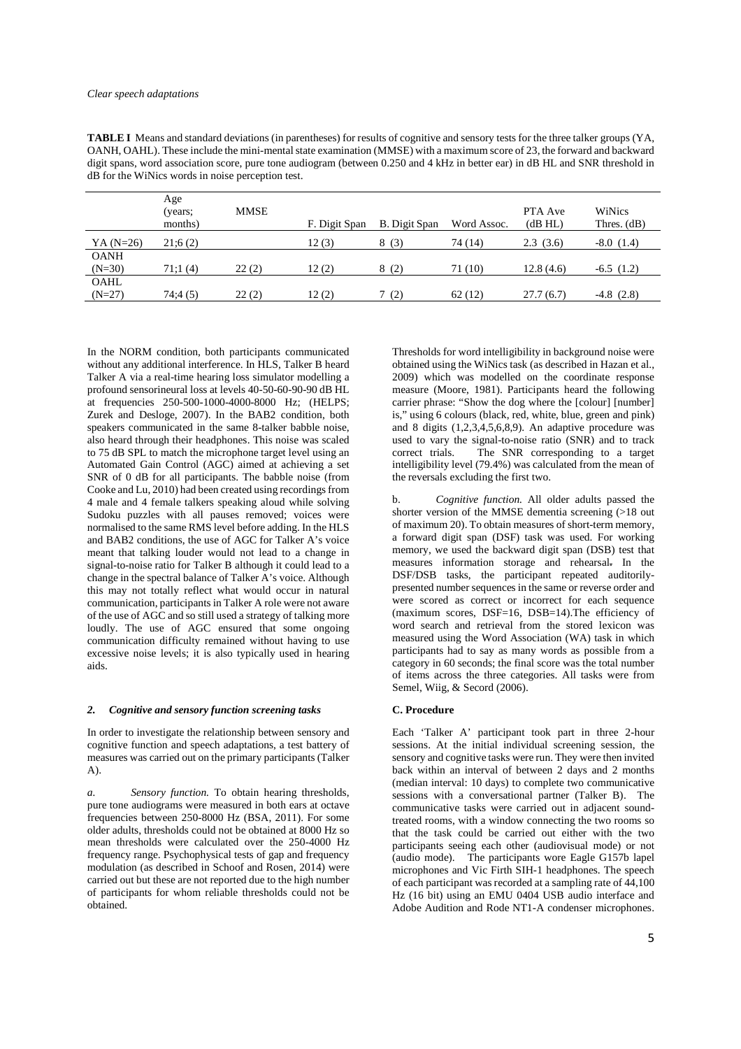**TABLE I** Means and standard deviations (in parentheses) for results of cognitive and sensory tests for the three talker groups (YA, OANH, OAHL). These include the mini-mental state examination (MMSE) with a maximum score of 23, the forward and backward digit spans, word association score, pure tone audiogram (between 0.250 and 4 kHz in better ear) in dB HL and SNR threshold in dB for the WiNics words in noise perception test.

| | Age (years; months) | MMSE | F. Digit Span | B. Digit Span | Word Assoc. | PTA Ave (dB HL) | WiNics Thres. (dB) |
|---|---|---|---|---|---|---|---|
| YA (N=26) | 21;6 (2) | | 12 (3) | 8 (3) | 74 (14) | 2.3 (3.6) | -8.0 (1.4) |
| OANH (N=30) | 71;1 (4) | 22 (2) | 12 (2) | 8 (2) | 71 (10) | 12.8 (4.6) | -6.5 (1.2) |
| OAHL (N=27) | 74;4 (5) | 22 (2) | 12 (2) | 7 (2) | 62 (12) | 27.7 (6.7) | -4.8 (2.8) |

In the NORM condition, both participants communicated without any additional interference. In HLS, Talker B heard Talker A via a real-time hearing loss simulator modelling a profound sensorineural loss at levels 40-50-60-90-90 dB HL at frequencies 250-500-1000-4000-8000 Hz; (HELPS; Zurek and Desloge, 2007). In the BAB2 condition, both speakers communicated in the same 8-talker babble noise, also heard through their headphones. This noise was scaled to 75 dB SPL to match the microphone target level using an Automated Gain Control (AGC) aimed at achieving a set SNR of 0 dB for all participants. The babble noise (from Cooke and Lu, 2010) had been created using recordings from 4 male and 4 female talkers speaking aloud while solving Sudoku puzzles with all pauses removed; voices were normalised to the same RMS level before adding. In the HLS and BAB2 conditions, the use of AGC for Talker A's voice meant that talking louder would not lead to a change in signal-to-noise ratio for Talker B although it could lead to a change in the spectral balance of Talker A's voice. Although this may not totally reflect what would occur in natural communication, participants in Talker A role were not aware of the use of AGC and so still used a strategy of talking more loudly. The use of AGC ensured that some ongoing communication difficulty remained without having to use excessive noise levels; it is also typically used in hearing aids.

### *2. Cognitive and sensory function screening tasks*

In order to investigate the relationship between sensory and cognitive function and speech adaptations, a test battery of measures was carried out on the primary participants (Talker A).

*a. Sensory function.* To obtain hearing thresholds, pure tone audiograms were measured in both ears at octave frequencies between 250-8000 Hz (BSA, 2011). For some older adults, thresholds could not be obtained at 8000 Hz so mean thresholds were calculated over the 250-4000 Hz frequency range. Psychophysical tests of gap and frequency modulation (as described in Schoof and Rosen, 2014) were carried out but these are not reported due to the high number of participants for whom reliable thresholds could not be obtained.

Thresholds for word intelligibility in background noise were obtained using the WiNics task (as described in Hazan et al., 2009) which was modelled on the coordinate response measure (Moore, 1981). Participants heard the following carrier phrase: "Show the dog where the [colour] [number] is," using 6 colours (black, red, white, blue, green and pink) and 8 digits (1,2,3,4,5,6,8,9). An adaptive procedure was used to vary the signal-to-noise ratio (SNR) and to track correct trials. The SNR corresponding to a target intelligibility level (79.4%) was calculated from the mean of the reversals excluding the first two.

b. *Cognitive function.* All older adults passed the shorter version of the MMSE dementia screening (>18 out of maximum 20). To obtain measures of short-term memory, a forward digit span (DSF) task was used. For working memory, we used the backward digit span (DSB) test that measures information storage and rehearsal. In the DSF/DSB tasks, the participant repeated auditorily-presented number sequences in the same or reverse order and were scored as correct or incorrect for each sequence (maximum scores, DSF=16, DSB=14).The efficiency of word search and retrieval from the stored lexicon was measured using the Word Association (WA) task in which participants had to say as many words as possible from a category in 60 seconds; the final score was the total number of items across the three categories. All tasks were from Semel, Wiig, & Secord (2006).

## C. Procedure

Each 'Talker A' participant took part in three 2-hour sessions. At the initial individual screening session, the sensory and cognitive tasks were run. They were then invited back within an interval of between 2 days and 2 months (median interval: 10 days) to complete two communicative sessions with a conversational partner (Talker B). The communicative tasks were carried out in adjacent sound-treated rooms, with a window connecting the two rooms so that the task could be carried out either with the two participants seeing each other (audiovisual mode) or not (audio mode). The participants wore Eagle G157b lapel microphones and Vic Firth SIH-1 headphones. The speech of each participant was recorded at a sampling rate of 44,100 Hz (16 bit) using an EMU 0404 USB audio interface and Adobe Audition and Rode NT1-A condenser microphones.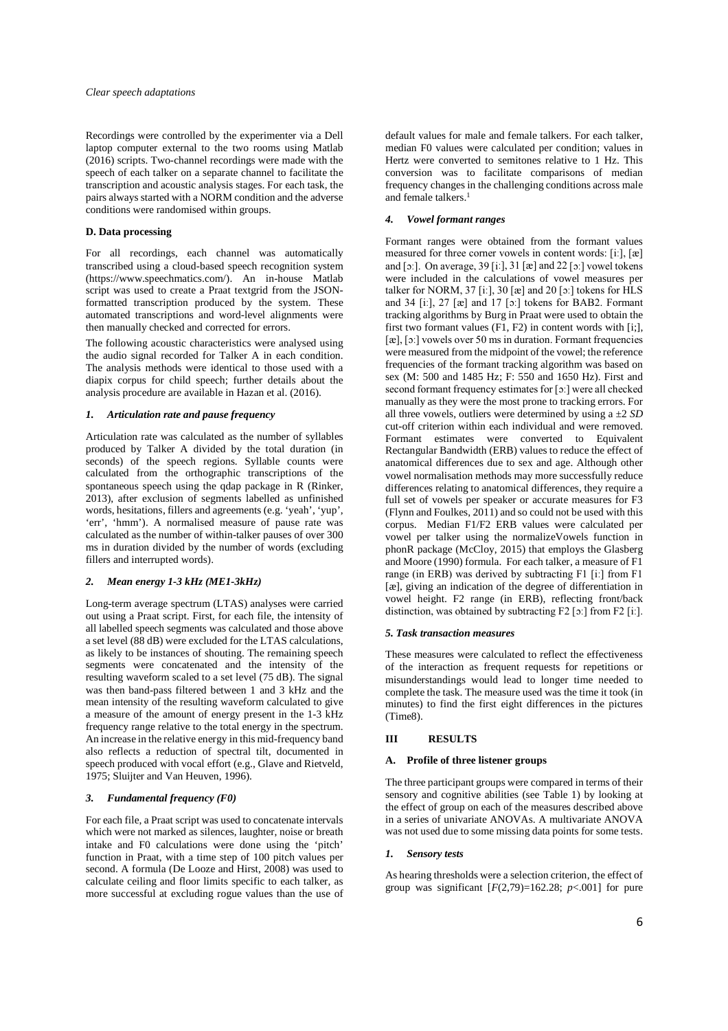Recordings were controlled by the experimenter via a Dell laptop computer external to the two rooms using Matlab (2016) scripts. Two-channel recordings were made with the speech of each talker on a separate channel to facilitate the transcription and acoustic analysis stages. For each task, the pairs always started with a NORM condition and the adverse conditions were randomised within groups.

### D. Data processing

For all recordings, each channel was automatically transcribed using a cloud-based speech recognition system (https://www.speechmatics.com/). An in-house Matlab script was used to create a Praat textgrid from the JSON-formatted transcription produced by the system. These automated transcriptions and word-level alignments were then manually checked and corrected for errors.

The following acoustic characteristics were analysed using the audio signal recorded for Talker A in each condition. The analysis methods were identical to those used with a diapix corpus for child speech; further details about the analysis procedure are available in Hazan et al. (2016).

#### 1. Articulation rate and pause frequency

Articulation rate was calculated as the number of syllables produced by Talker A divided by the total duration (in seconds) of the speech regions. Syllable counts were calculated from the orthographic transcriptions of the spontaneous speech using the qdap package in R (Rinker, 2013), after exclusion of segments labelled as unfinished words, hesitations, fillers and agreements (e.g. 'yeah', 'yup', 'err', 'hmm'). A normalised measure of pause rate was calculated as the number of within-talker pauses of over 300 ms in duration divided by the number of words (excluding fillers and interrupted words).

#### 2. Mean energy 1-3 kHz (ME1-3kHz)

Long-term average spectrum (LTAS) analyses were carried out using a Praat script. First, for each file, the intensity of all labelled speech segments was calculated and those above a set level (88 dB) were excluded for the LTAS calculations, as likely to be instances of shouting. The remaining speech segments were concatenated and the intensity of the resulting waveform scaled to a set level (75 dB). The signal was then band-pass filtered between 1 and 3 kHz and the mean intensity of the resulting waveform calculated to give a measure of the amount of energy present in the 1-3 kHz frequency range relative to the total energy in the spectrum. An increase in the relative energy in this mid-frequency band also reflects a reduction of spectral tilt, documented in speech produced with vocal effort (e.g., Glave and Rietveld, 1975; Sluijter and Van Heuven, 1996).

#### 3. Fundamental frequency (F0)

For each file, a Praat script was used to concatenate intervals which were not marked as silences, laughter, noise or breath intake and F0 calculations were done using the 'pitch' function in Praat, with a time step of 100 pitch values per second. A formula (De Looze and Hirst, 2008) was used to calculate ceiling and floor limits specific to each talker, as more successful at excluding rogue values than the use of default values for male and female talkers. For each talker, median F0 values were calculated per condition; values in Hertz were converted to semitones relative to 1 Hz. This conversion was to facilitate comparisons of median frequency changes in the challenging conditions across male and female talkers.[1]

#### 4. Vowel formant ranges

Formant ranges were obtained from the formant values measured for three corner vowels in content words: [iː], [æ] and [ɔː]. On average, 39 [iː], 31 [æ] and 22 [ɔː] vowel tokens were included in the calculations of vowel measures per talker for NORM, 37 [iː], 30 [æ] and 20 [ɔː] tokens for HLS and 34 [iː], 27 [æ] and 17 [ɔː] tokens for BAB2. Formant tracking algorithms by Burg in Praat were used to obtain the first two formant values (F1, F2) in content words with [i;], [æ], [ɔː] vowels over 50 ms in duration. Formant frequencies were measured from the midpoint of the vowel; the reference frequencies of the formant tracking algorithm was based on sex (M: 500 and 1485 Hz; F: 550 and 1650 Hz). First and second formant frequency estimates for [ɔː] were all checked manually as they were the most prone to tracking errors. For all three vowels, outliers were determined by using a ±2 *SD* cut-off criterion within each individual and were removed. Formant estimates were converted to Equivalent Rectangular Bandwidth (ERB) values to reduce the effect of anatomical differences due to sex and age. Although other vowel normalisation methods may more successfully reduce differences relating to anatomical differences, they require a full set of vowels per speaker or accurate measures for F3 (Flynn and Foulkes, 2011) and so could not be used with this corpus. Median F1/F2 ERB values were calculated per vowel per talker using the normalizeVowels function in phonR package (McCloy, 2015) that employs the Glasberg and Moore (1990) formula. For each talker, a measure of F1 range (in ERB) was derived by subtracting F1 [iː] from F1 [æ], giving an indication of the degree of differentiation in vowel height. F2 range (in ERB), reflecting front/back distinction, was obtained by subtracting F2 [ɔː] from F2 [iː].

#### 5. Task transaction measures

These measures were calculated to reflect the effectiveness of the interaction as frequent requests for repetitions or misunderstandings would lead to longer time needed to complete the task. The measure used was the time it took (in minutes) to find the first eight differences in the pictures (Time8).

## III RESULTS

### A. Profile of three listener groups

The three participant groups were compared in terms of their sensory and cognitive abilities (see Table 1) by looking at the effect of group on each of the measures described above in a series of univariate ANOVAs. A multivariate ANOVA was not used due to some missing data points for some tests.

#### 1. Sensory tests

As hearing thresholds were a selection criterion, the effect of group was significant [$F(2,79)=162.28$; $p<.001$] for pure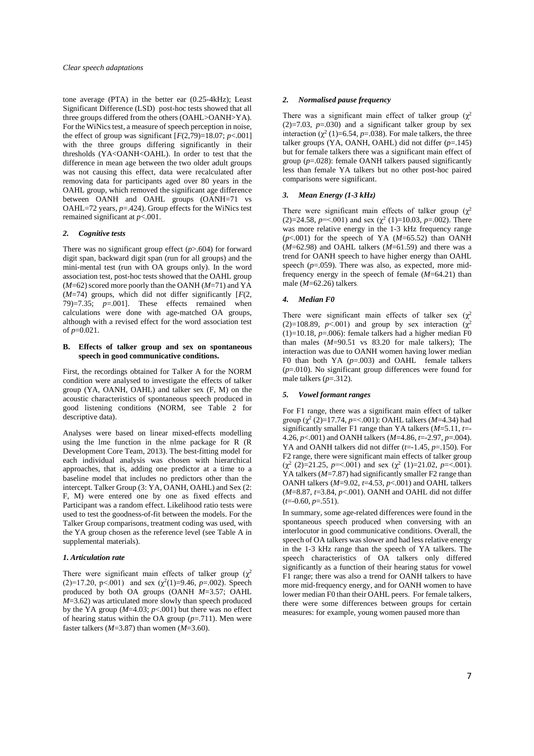tone average (PTA) in the better ear (0.25-4kHz); Least Significant Difference (LSD) post-hoc tests showed that all three groups differed from the others (OAHL>OANH>YA). For the WiNics test, a measure of speech perception in noise, the effect of group was significant [$F(2,79)=18.07$; $p<.001$] with the three groups differing significantly in their thresholds (YA<OANH<OAHL). In order to test that the difference in mean age between the two older adult groups was not causing this effect, data were recalculated after removing data for participants aged over 80 years in the OAHL group, which removed the significant age difference between OANH and OAHL groups (OANH=71 vs OAHL=72 years, $p=.424$). Group effects for the WiNics test remained significant at $p<.001$.

### 2. Cognitive tests

There was no significant group effect ($p>.604$) for forward digit span, backward digit span (run for all groups) and the mini-mental test (run with OA groups only). In the word association test, post-hoc tests showed that the OAHL group ($M$=62) scored more poorly than the OANH ($M$=71) and YA ($M$=74) groups, which did not differ significantly [$F(2, 79)=7.35$; $p=.001$]. These effects remained when calculations were done with age-matched OA groups, although with a revised effect for the word association test of $p=0.021$.

## B. Effects of talker group and sex on spontaneous speech in good communicative conditions.

First, the recordings obtained for Talker A for the NORM condition were analysed to investigate the effects of talker group (YA, OANH, OAHL) and talker sex (F, M) on the acoustic characteristics of spontaneous speech produced in good listening conditions (NORM, see Table 2 for descriptive data).

Analyses were based on linear mixed-effects modelling using the lme function in the nlme package for R (R Development Core Team, 2013). The best-fitting model for each individual analysis was chosen with hierarchical approaches, that is, adding one predictor at a time to a baseline model that includes no predictors other than the intercept. Talker Group (3: YA, OANH, OAHL) and Sex (2: F, M) were entered one by one as fixed effects and Participant was a random effect. Likelihood ratio tests were used to test the goodness-of-fit between the models. For the Talker Group comparisons, treatment coding was used, with the YA group chosen as the reference level (see Table A in supplemental materials).

### *1. Articulation rate*

There were significant main effects of talker group ($\chi^2(2)=17.20$, $p<.001$) and sex ($\chi^2(1)=9.46$, $p=.002$). Speech produced by both OA groups (OANH $M$=3.57; OAHL $M$=3.62) was articulated more slowly than speech produced by the YA group ($M$=4.03; $p<.001$) but there was no effect of hearing status within the OA group ($p=.711$). Men were faster talkers ($M$=3.87) than women ($M$=3.60).

### 2. Normalised pause frequency

There was a significant main effect of talker group ($\chi^2(2)=7.03$, $p=.030$) and a significant talker group by sex interaction ($\chi^2(1)=6.54$, $p=.038$). For male talkers, the three talker groups (YA, OANH, OAHL) did not differ ($p=.145$) but for female talkers there was a significant main effect of group ($p=.028$): female OANH talkers paused significantly less than female YA talkers but no other post-hoc paired comparisons were significant.

### 3. Mean Energy (1-3 kHz)

There were significant main effects of talker group ($\chi^2(2)=24.58$, $p=<.001$) and sex ($\chi^2(1)=10.03$, $p=.002$). There was more relative energy in the 1-3 kHz frequency range ($p<.001$) for the speech of YA ($M$=65.52) than OANH ($M$=62.98) and OAHL talkers ($M$=61.59) and there was a trend for OANH speech to have higher energy than OAHL speech ($p=.059$). There was also, as expected, more mid-frequency energy in the speech of female ($M$=64.21) than male ($M$=62.26) talkers.

### 4. Median F0

There were significant main effects of talker sex ($\chi^2(2)=108.89$, $p<.001$) and group by sex interaction ($\chi^2(1)=10.18$, $p=.006$): female talkers had a higher median F0 than males ($M$=90.51 vs 83.20 for male talkers); The interaction was due to OANH women having lower median F0 than both YA ($p=.003$) and OAHL female talkers ($p=.010$). No significant group differences were found for male talkers ($p=.312$).

### 5. Vowel formant ranges

For F1 range, there was a significant main effect of talker group ($\chi^2(2)=17.74$, $p=<.001$): OAHL talkers ($M$=4.34) had significantly smaller F1 range than YA talkers ($M$=5.11, $t=-4.26$, $p<.001$) and OANH talkers ($M$=4.86, $t=-2.97$, $p=.004$). YA and OANH talkers did not differ ($t=-1.45$, $p=.150$). For F2 range, there were significant main effects of talker group ($\chi^2(2)=21.25$, $p=<.001$) and sex ($\chi^2(1)=21.02$, $p=<.001$). YA talkers ($M$=7.87) had significantly smaller F2 range than OANH talkers ($M$=9.02, $t=4.53$, $p<.001$) and OAHL talkers ($M$=8.87, $t=3.84$, $p<.001$). OANH and OAHL did not differ ($t=-0.60$, $p=.551$).

In summary, some age-related differences were found in the spontaneous speech produced when conversing with an interlocutor in good communicative conditions. Overall, the speech of OA talkers was slower and had less relative energy in the 1-3 kHz range than the speech of YA talkers. The speech characteristics of OA talkers only differed significantly as a function of their hearing status for vowel F1 range; there was also a trend for OANH talkers to have more mid-frequency energy, and for OANH women to have lower median F0 than their OAHL peers. For female talkers, there were some differences between groups for certain measures: for example, young women paused more than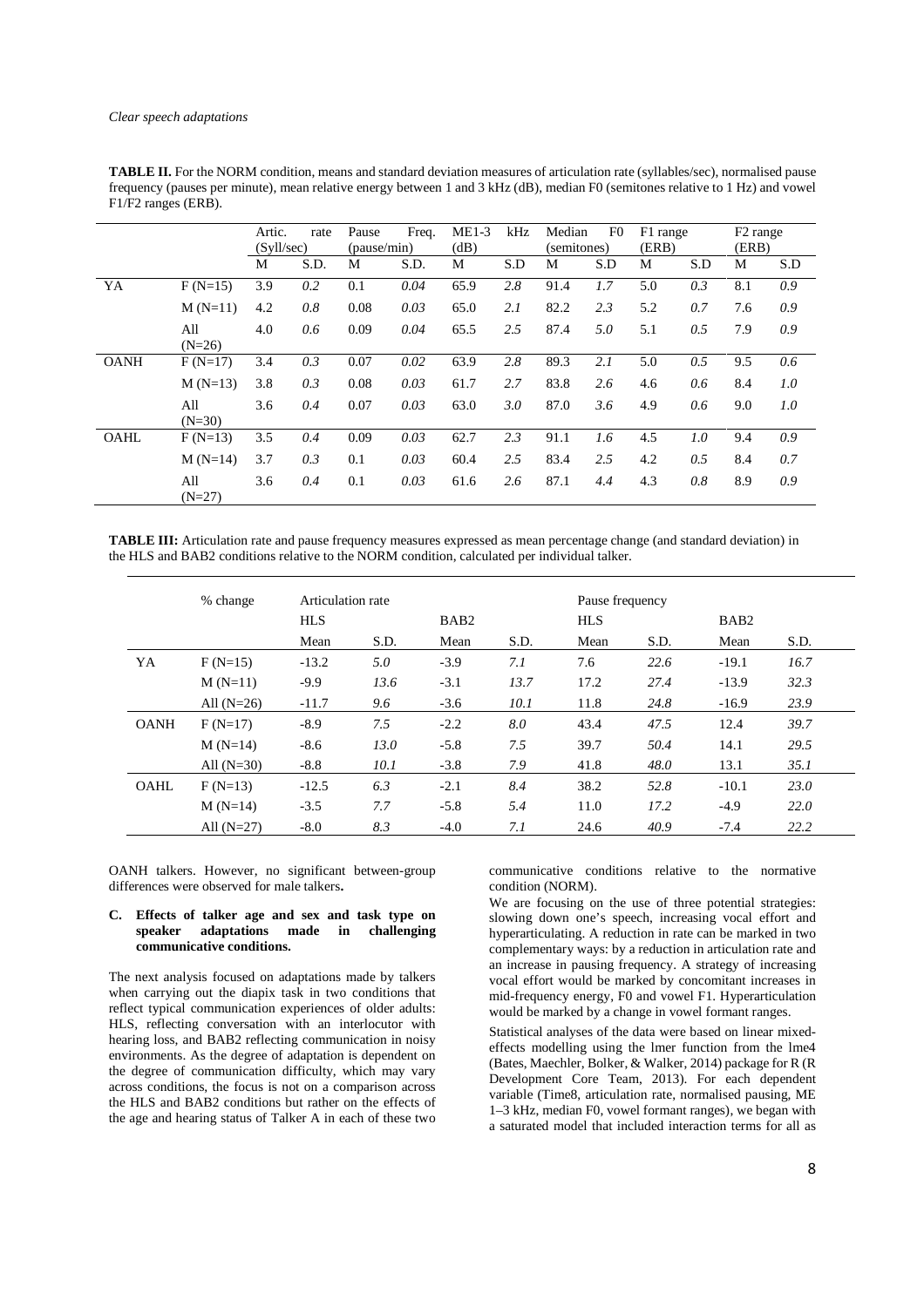**TABLE II.** For the NORM condition, means and standard deviation measures of articulation rate (syllables/sec), normalised pause frequency (pauses per minute), mean relative energy between 1 and 3 kHz (dB), median F0 (semitones relative to 1 Hz) and vowel F1/F2 ranges (ERB).

| | | Artic. rate (Syll/sec) | | Pause Freq. (pause/min) | | ME1-3 kHz (dB) | | Median F0 (semitones) | | F1 range (ERB) | | F2 range (ERB) | |
|---|---|---|---|---|---|---|---|---|---|---|---|---|---|
| | | M | S.D. | M | S.D. | M | S.D | M | S.D | M | S.D | M | S.D |
| YA | F (N=15) | 3.9 | *0.2* | 0.1 | *0.04* | 65.9 | *2.8* | 91.4 | *1.7* | 5.0 | *0.3* | 8.1 | *0.9* |
| | M (N=11) | 4.2 | *0.8* | 0.08 | *0.03* | 65.0 | *2.1* | 82.2 | *2.3* | 5.2 | *0.7* | 7.6 | *0.9* |
| | All (N=26) | 4.0 | *0.6* | 0.09 | *0.04* | 65.5 | *2.5* | 87.4 | *5.0* | 5.1 | *0.5* | 7.9 | *0.9* |
| OANH | F (N=17) | 3.4 | *0.3* | 0.07 | *0.02* | 63.9 | *2.8* | 89.3 | *2.1* | 5.0 | *0.5* | 9.5 | *0.6* |
| | M (N=13) | 3.8 | *0.3* | 0.08 | *0.03* | 61.7 | *2.7* | 83.8 | *2.6* | 4.6 | *0.6* | 8.4 | *1.0* |
| | All (N=30) | 3.6 | *0.4* | 0.07 | *0.03* | 63.0 | *3.0* | 87.0 | *3.6* | 4.9 | *0.6* | 9.0 | *1.0* |
| OAHL | F (N=13) | 3.5 | *0.4* | 0.09 | *0.03* | 62.7 | *2.3* | 91.1 | *1.6* | 4.5 | *1.0* | 9.4 | *0.9* |
| | M (N=14) | 3.7 | *0.3* | 0.1 | *0.03* | 60.4 | *2.5* | 83.4 | *2.5* | 4.2 | *0.5* | 8.4 | *0.7* |
| | All (N=27) | 3.6 | *0.4* | 0.1 | *0.03* | 61.6 | *2.6* | 87.1 | *4.4* | 4.3 | *0.8* | 8.9 | *0.9* |

**TABLE III:** Articulation rate and pause frequency measures expressed as mean percentage change (and standard deviation) in the HLS and BAB2 conditions relative to the NORM condition, calculated per individual talker.

| | % change | Articulation rate | | | | Pause frequency | | | |
|---|---|---|---|---|---|---|---|---|---|
| | | HLS | | BAB2 | | HLS | | BAB2 | |
| | | Mean | S.D. | Mean | S.D. | Mean | S.D. | Mean | S.D. |
| YA | F (N=15) | -13.2 | *5.0* | -3.9 | *7.1* | 7.6 | *22.6* | -19.1 | *16.7* |
| | M (N=11) | -9.9 | *13.6* | -3.1 | *13.7* | 17.2 | *27.4* | -13.9 | *32.3* |
| | All (N=26) | -11.7 | *9.6* | -3.6 | *10.1* | 11.8 | *24.8* | -16.9 | *23.9* |
| OANH | F (N=17) | -8.9 | *7.5* | -2.2 | *8.0* | 43.4 | *47.5* | 12.4 | *39.7* |
| | M (N=14) | -8.6 | *13.0* | -5.8 | *7.5* | 39.7 | *50.4* | 14.1 | *29.5* |
| | All (N=30) | -8.8 | *10.1* | -3.8 | *7.9* | 41.8 | *48.0* | 13.1 | *35.1* |
| OAHL | F (N=13) | -12.5 | *6.3* | -2.1 | *8.4* | 38.2 | *52.8* | -10.1 | *23.0* |
| | M (N=14) | -3.5 | *7.7* | -5.8 | *5.4* | 11.0 | *17.2* | -4.9 | *22.0* |
| | All (N=27) | -8.0 | *8.3* | -4.0 | *7.1* | 24.6 | *40.9* | -7.4 | *22.2* |

OANH talkers. However, no significant between-group differences were observed for male talkers**.**

### C. Effects of talker age and sex and task type on speaker adaptations made in challenging communicative conditions.

The next analysis focused on adaptations made by talkers when carrying out the diapix task in two conditions that reflect typical communication experiences of older adults: HLS, reflecting conversation with an interlocutor with hearing loss, and BAB2 reflecting communication in noisy environments. As the degree of adaptation is dependent on the degree of communication difficulty, which may vary across conditions, the focus is not on a comparison across the HLS and BAB2 conditions but rather on the effects of the age and hearing status of Talker A in each of these two communicative conditions relative to the normative condition (NORM).

We are focusing on the use of three potential strategies: slowing down one's speech, increasing vocal effort and hyperarticulating. A reduction in rate can be marked in two complementary ways: by a reduction in articulation rate and an increase in pausing frequency. A strategy of increasing vocal effort would be marked by concomitant increases in mid-frequency energy, F0 and vowel F1. Hyperarticulation would be marked by a change in vowel formant ranges.

Statistical analyses of the data were based on linear mixed-effects modelling using the lmer function from the lme4 (Bates, Maechler, Bolker, & Walker, 2014) package for R (R Development Core Team, 2013). For each dependent variable (Time8, articulation rate, normalised pausing, ME 1–3 kHz, median F0, vowel formant ranges), we began with a saturated model that included interaction terms for all as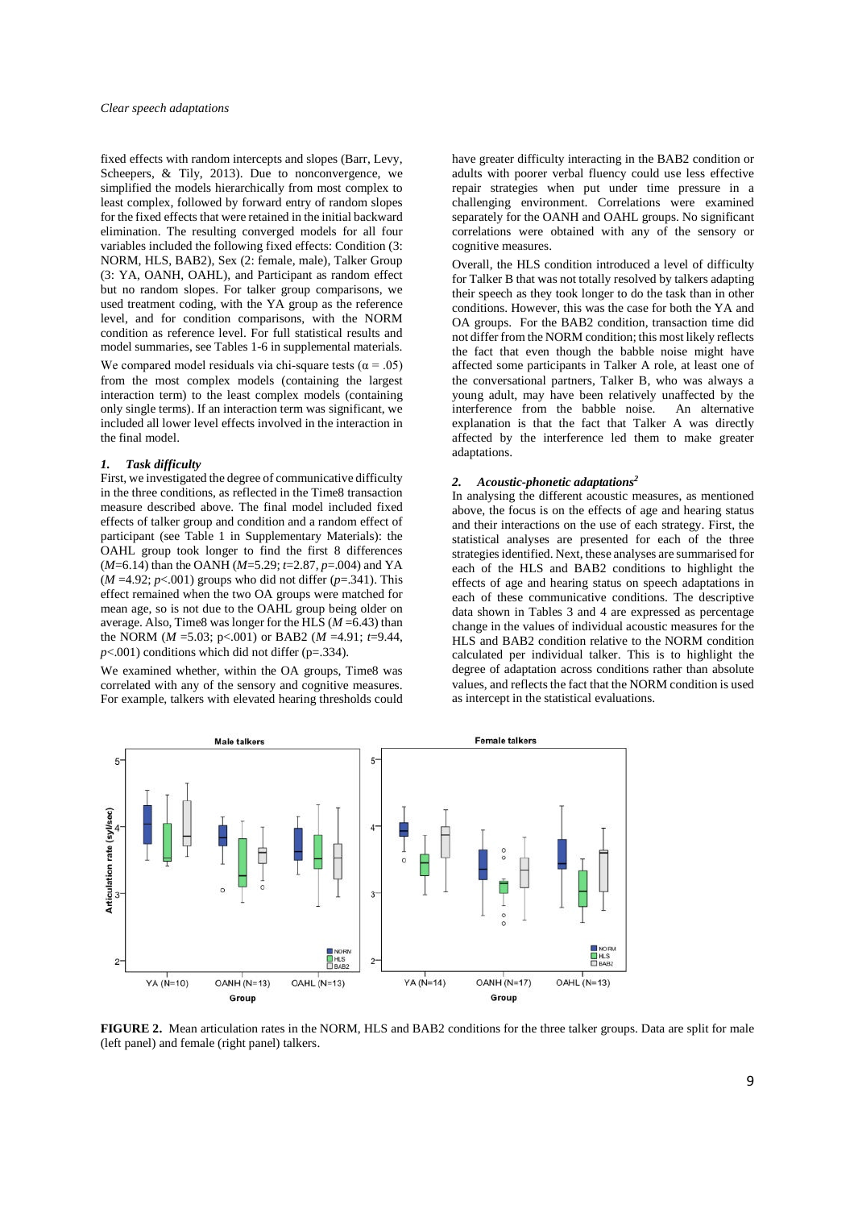fixed effects with random intercepts and slopes (Barr, Levy, Scheepers, & Tily, 2013). Due to nonconvergence, we simplified the models hierarchically from most complex to least complex, followed by forward entry of random slopes for the fixed effects that were retained in the initial backward elimination. The resulting converged models for all four variables included the following fixed effects: Condition (3: NORM, HLS, BAB2), Sex (2: female, male), Talker Group (3: YA, OANH, OAHL), and Participant as random effect but no random slopes. For talker group comparisons, we used treatment coding, with the YA group as the reference level, and for condition comparisons, with the NORM condition as reference level. For full statistical results and model summaries, see Tables 1-6 in supplemental materials.

We compared model residuals via chi-square tests ($\alpha = .05$) from the most complex models (containing the largest interaction term) to the least complex models (containing only single terms). If an interaction term was significant, we included all lower level effects involved in the interaction in the final model.

### 1. *Task difficulty*

First, we investigated the degree of communicative difficulty in the three conditions, as reflected in the Time8 transaction measure described above. The final model included fixed effects of talker group and condition and a random effect of participant (see Table 1 in Supplementary Materials): the OAHL group took longer to find the first 8 differences ($M$=6.14) than the OANH ($M$=5.29; $t$=2.87, $p$=.004) and YA ($M$ =4.92; $p$<.001) groups who did not differ ($p$=.341). This effect remained when the two OA groups were matched for mean age, so is not due to the OAHL group being older on average. Also, Time8 was longer for the HLS ($M$ =6.43) than the NORM ($M$ =5.03; p<.001) or BAB2 ($M$ =4.91; $t$=9.44, $p$<.001) conditions which did not differ (p=.334).

We examined whether, within the OA groups, Time8 was correlated with any of the sensory and cognitive measures. For example, talkers with elevated hearing thresholds could have greater difficulty interacting in the BAB2 condition or adults with poorer verbal fluency could use less effective repair strategies when put under time pressure in a challenging environment. Correlations were examined separately for the OANH and OAHL groups. No significant correlations were obtained with any of the sensory or cognitive measures.

Overall, the HLS condition introduced a level of difficulty for Talker B that was not totally resolved by talkers adapting their speech as they took longer to do the task than in other conditions. However, this was the case for both the YA and OA groups. For the BAB2 condition, transaction time did not differ from the NORM condition; this most likely reflects the fact that even though the babble noise might have affected some participants in Talker A role, at least one of the conversational partners, Talker B, who was always a young adult, may have been relatively unaffected by the interference from the babble noise. An alternative explanation is that the fact that Talker A was directly affected by the interference led them to make greater adaptations.

### 2. *Acoustic-phonetic adaptations*[2]

In analysing the different acoustic measures, as mentioned above, the focus is on the effects of age and hearing status and their interactions on the use of each strategy. First, the statistical analyses are presented for each of the three strategies identified. Next, these analyses are summarised for each of the HLS and BAB2 conditions to highlight the effects of age and hearing status on speech adaptations in each of these communicative conditions. The descriptive data shown in Tables 3 and 4 are expressed as percentage change in the values of individual acoustic measures for the HLS and BAB2 condition relative to the NORM condition calculated per individual talker. This is to highlight the degree of adaptation across conditions rather than absolute values, and reflects the fact that the NORM condition is used as intercept in the statistical evaluations.

**FIGURE 2.** Mean articulation rates in the NORM, HLS and BAB2 conditions for the three talker groups. Data are split for male (left panel) and female (right panel) talkers.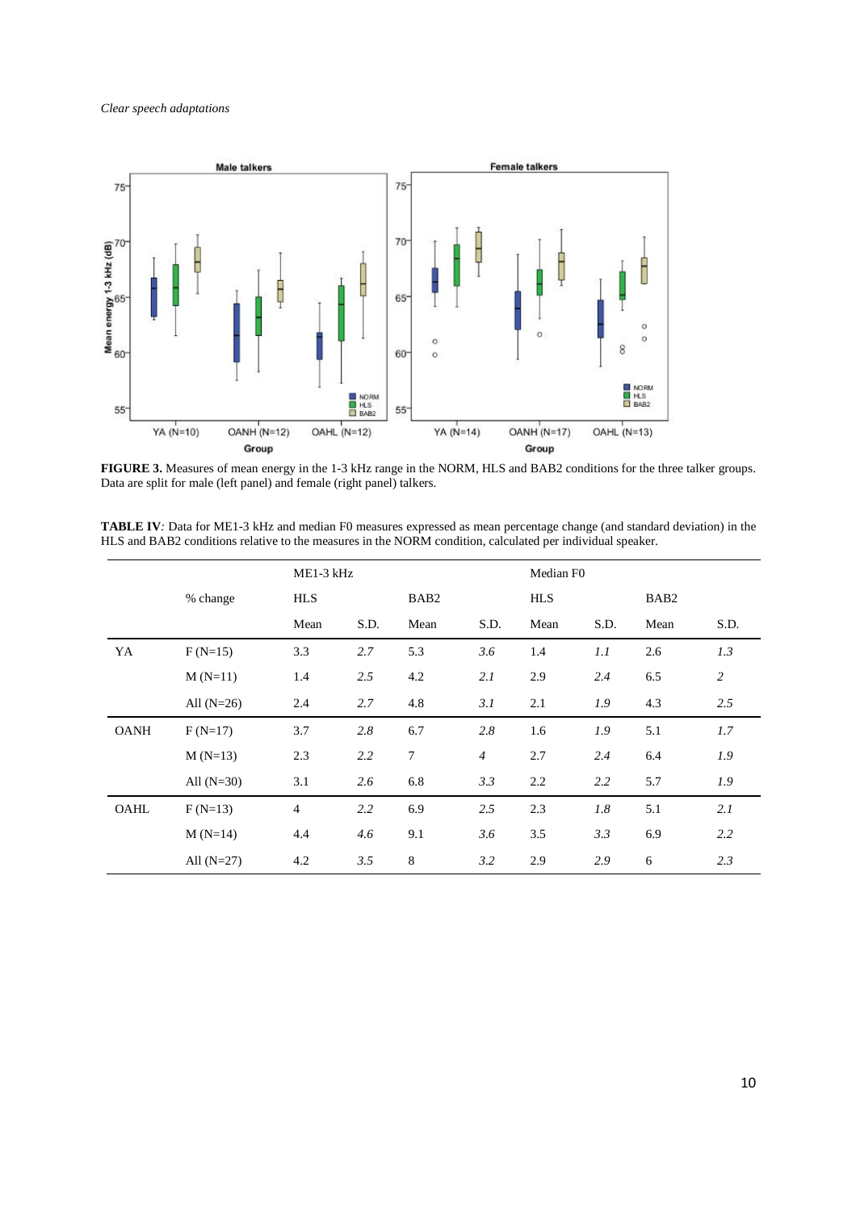**FIGURE 3.** Measures of mean energy in the 1-3 kHz range in the NORM, HLS and BAB2 conditions for the three talker groups. Data are split for male (left panel) and female (right panel) talkers.

**TABLE IV***:* Data for ME1-3 kHz and median F0 measures expressed as mean percentage change (and standard deviation) in the HLS and BAB2 conditions relative to the measures in the NORM condition, calculated per individual speaker.

| | | ME1-3 kHz | | | | Median F0 | | | |
|---|---|---|---|---|---|---|---|---|---|
| | % change | HLS | | BAB2 | | HLS | | BAB2 | |
| | | Mean | S.D. | Mean | S.D. | Mean | S.D. | Mean | S.D. |
| YA | F (N=15) | 3.3 | *2.7* | 5.3 | *3.6* | 1.4 | *1.1* | 2.6 | *1.3* |
| | M (N=11) | 1.4 | *2.5* | 4.2 | *2.1* | 2.9 | *2.4* | 6.5 | *2* |
| | All (N=26) | 2.4 | *2.7* | 4.8 | *3.1* | 2.1 | *1.9* | 4.3 | *2.5* |
| OANH | F (N=17) | 3.7 | *2.8* | 6.7 | *2.8* | 1.6 | *1.9* | 5.1 | *1.7* |
| | M (N=13) | 2.3 | *2.2* | 7 | *4* | 2.7 | *2.4* | 6.4 | *1.9* |
| | All (N=30) | 3.1 | *2.6* | 6.8 | *3.3* | 2.2 | *2.2* | 5.7 | *1.9* |
| OAHL | F (N=13) | 4 | *2.2* | 6.9 | *2.5* | 2.3 | *1.8* | 5.1 | *2.1* |
| | M (N=14) | 4.4 | *4.6* | 9.1 | *3.6* | 3.5 | *3.3* | 6.9 | *2.2* |
| | All (N=27) | 4.2 | *3.5* | 8 | *3.2* | 2.9 | *2.9* | 6 | *2.3* |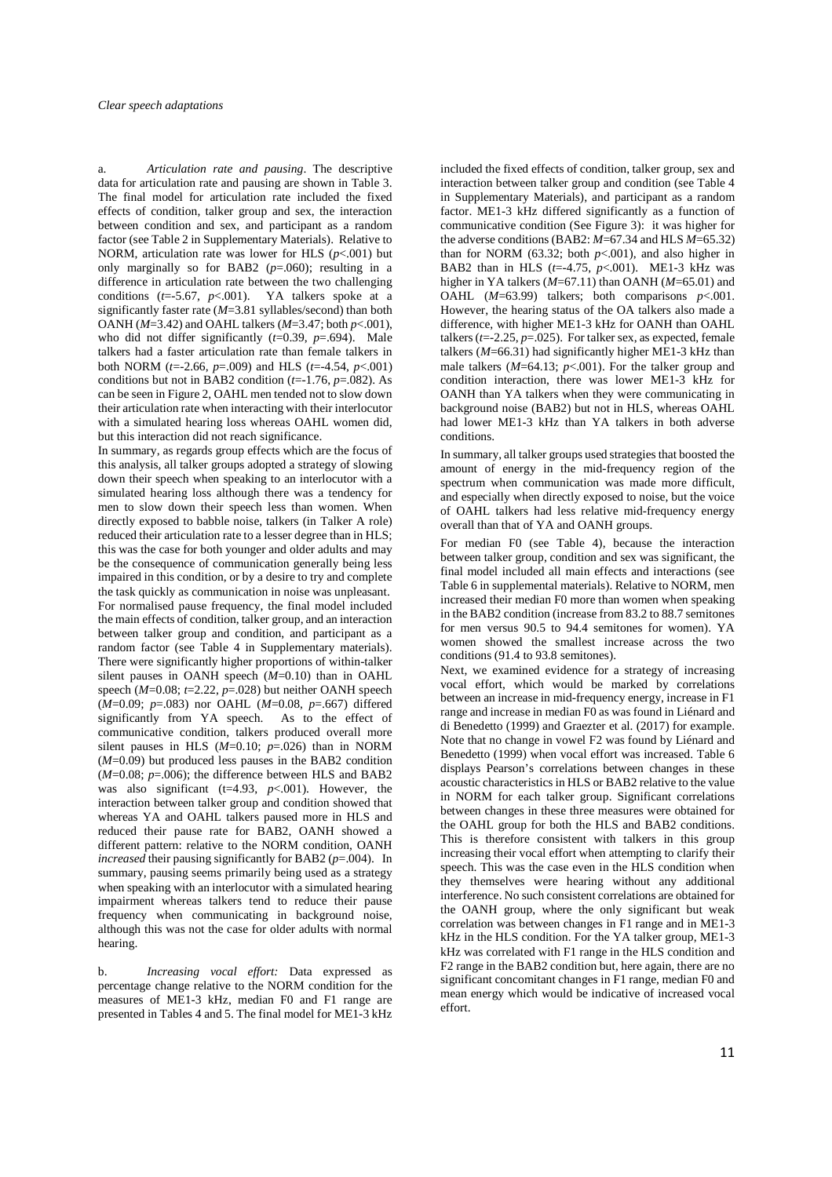a. *Articulation rate and pausing*. The descriptive data for articulation rate and pausing are shown in Table 3. The final model for articulation rate included the fixed effects of condition, talker group and sex, the interaction between condition and sex, and participant as a random factor (see Table 2 in Supplementary Materials). Relative to NORM, articulation rate was lower for HLS ($p$<.001) but only marginally so for BAB2 ($p$=.060); resulting in a difference in articulation rate between the two challenging conditions ($t$=-5.67, $p$<.001). YA talkers spoke at a significantly faster rate ($M$=3.81 syllables/second) than both OANH ($M$=3.42) and OAHL talkers ($M$=3.47; both $p$<.001), who did not differ significantly ($t$=0.39, $p$=.694). Male talkers had a faster articulation rate than female talkers in both NORM ($t$=-2.66, $p$=.009) and HLS ($t$=-4.54, $p$<.001) conditions but not in BAB2 condition ($t$=-1.76, $p$=.082). As can be seen in Figure 2, OAHL men tended not to slow down their articulation rate when interacting with their interlocutor with a simulated hearing loss whereas OAHL women did, but this interaction did not reach significance.

In summary, as regards group effects which are the focus of this analysis, all talker groups adopted a strategy of slowing down their speech when speaking to an interlocutor with a simulated hearing loss although there was a tendency for men to slow down their speech less than women. When directly exposed to babble noise, talkers (in Talker A role) reduced their articulation rate to a lesser degree than in HLS; this was the case for both younger and older adults and may be the consequence of communication generally being less impaired in this condition, or by a desire to try and complete the task quickly as communication in noise was unpleasant.

For normalised pause frequency, the final model included the main effects of condition, talker group, and an interaction between talker group and condition, and participant as a random factor (see Table 4 in Supplementary materials). There were significantly higher proportions of within-talker silent pauses in OANH speech ($M$=0.10) than in OAHL speech ($M$=0.08; $t$=2.22, $p$=.028) but neither OANH speech ($M$=0.09; $p$=.083) nor OAHL ($M$=0.08, $p$=.667) differed significantly from YA speech. As to the effect of communicative condition, talkers produced overall more silent pauses in HLS ($M$=0.10; $p$=.026) than in NORM ($M$=0.09) but produced less pauses in the BAB2 condition ($M$=0.08; $p$=.006); the difference between HLS and BAB2 was also significant (t=4.93, $p$<.001). However, the interaction between talker group and condition showed that whereas YA and OAHL talkers paused more in HLS and reduced their pause rate for BAB2, OANH showed a different pattern: relative to the NORM condition, OANH *increased* their pausing significantly for BAB2 ($p$=.004). In summary, pausing seems primarily being used as a strategy when speaking with an interlocutor with a simulated hearing impairment whereas talkers tend to reduce their pause frequency when communicating in background noise, although this was not the case for older adults with normal hearing.

b. *Increasing vocal effort:* Data expressed as percentage change relative to the NORM condition for the measures of ME1-3 kHz, median F0 and F1 range are presented in Tables 4 and 5. The final model for ME1-3 kHz included the fixed effects of condition, talker group, sex and interaction between talker group and condition (see Table 4 in Supplementary Materials), and participant as a random factor. ME1-3 kHz differed significantly as a function of communicative condition (See Figure 3): it was higher for the adverse conditions (BAB2: $M$=67.34 and HLS $M$=65.32) than for NORM (63.32; both $p$<.001), and also higher in BAB2 than in HLS ($t$=-4.75, $p$<.001). ME1-3 kHz was higher in YA talkers ($M$=67.11) than OANH ($M$=65.01) and OAHL ($M$=63.99) talkers; both comparisons $p$<.001. However, the hearing status of the OA talkers also made a difference, with higher ME1-3 kHz for OANH than OAHL talkers ($t$=-2.25, $p$=.025). For talker sex, as expected, female talkers ($M$=66.31) had significantly higher ME1-3 kHz than male talkers ($M$=64.13; $p$<.001). For the talker group and condition interaction, there was lower ME1-3 kHz for OANH than YA talkers when they were communicating in background noise (BAB2) but not in HLS, whereas OAHL had lower ME1-3 kHz than YA talkers in both adverse conditions.

In summary, all talker groups used strategies that boosted the amount of energy in the mid-frequency region of the spectrum when communication was made more difficult, and especially when directly exposed to noise, but the voice of OAHL talkers had less relative mid-frequency energy overall than that of YA and OANH groups.

For median F0 (see Table 4), because the interaction between talker group, condition and sex was significant, the final model included all main effects and interactions (see Table 6 in supplemental materials). Relative to NORM, men increased their median F0 more than women when speaking in the BAB2 condition (increase from 83.2 to 88.7 semitones for men versus 90.5 to 94.4 semitones for women). YA women showed the smallest increase across the two conditions (91.4 to 93.8 semitones).

Next, we examined evidence for a strategy of increasing vocal effort, which would be marked by correlations between an increase in mid-frequency energy, increase in F1 range and increase in median F0 as was found in Liénard and di Benedetto (1999) and Graezter et al. (2017) for example. Note that no change in vowel F2 was found by Liénard and Benedetto (1999) when vocal effort was increased. Table 6 displays Pearson's correlations between changes in these acoustic characteristics in HLS or BAB2 relative to the value in NORM for each talker group. Significant correlations between changes in these three measures were obtained for the OAHL group for both the HLS and BAB2 conditions. This is therefore consistent with talkers in this group increasing their vocal effort when attempting to clarify their speech. This was the case even in the HLS condition when they themselves were hearing without any additional interference. No such consistent correlations are obtained for the OANH group, where the only significant but weak correlation was between changes in F1 range and in ME1-3 kHz in the HLS condition. For the YA talker group, ME1-3 kHz was correlated with F1 range in the HLS condition and F2 range in the BAB2 condition but, here again, there are no significant concomitant changes in F1 range, median F0 and mean energy which would be indicative of increased vocal effort.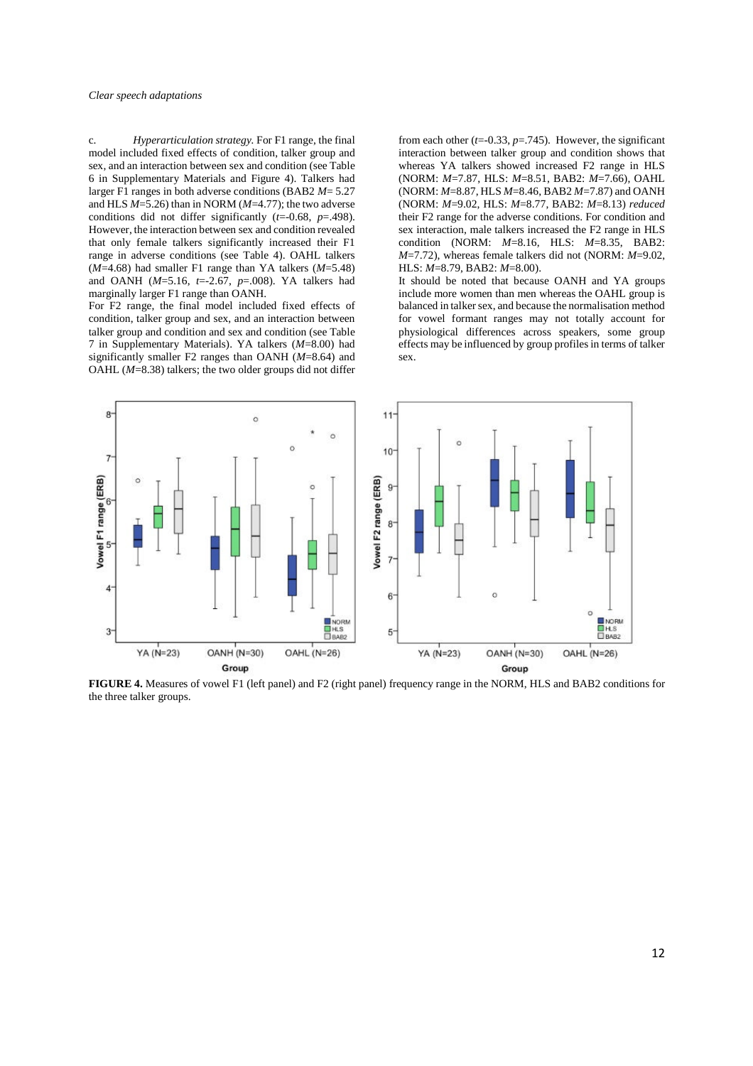c. *Hyperarticulation strategy.* For F1 range, the final model included fixed effects of condition, talker group and sex, and an interaction between sex and condition (see Table 6 in Supplementary Materials and Figure 4). Talkers had larger F1 ranges in both adverse conditions (BAB2 $M$= 5.27 and HLS $M$=5.26) than in NORM ($M$=4.77); the two adverse conditions did not differ significantly ($t$=-0.68, $p$=.498). However, the interaction between sex and condition revealed that only female talkers significantly increased their F1 range in adverse conditions (see Table 4). OAHL talkers ($M$=4.68) had smaller F1 range than YA talkers ($M$=5.48) and OANH ($M$=5.16, $t$=-2.67, $p$=.008). YA talkers had marginally larger F1 range than OANH.

For F2 range, the final model included fixed effects of condition, talker group and sex, and an interaction between talker group and condition and sex and condition (see Table 7 in Supplementary Materials). YA talkers ($M$=8.00) had significantly smaller F2 ranges than OANH ($M$=8.64) and OAHL ($M$=8.38) talkers; the two older groups did not differ from each other ($t$=-0.33, $p$=.745). However, the significant interaction between talker group and condition shows that whereas YA talkers showed increased F2 range in HLS (NORM: $M$=7.87, HLS: $M$=8.51, BAB2: $M$=7.66), OAHL (NORM: $M$=8.87, HLS $M$=8.46, BAB2 $M$=7.87) and OANH (NORM: $M$=9.02, HLS: $M$=8.77, BAB2: $M$=8.13) *reduced* their F2 range for the adverse conditions. For condition and sex interaction, male talkers increased the F2 range in HLS condition (NORM: $M$=8.16, HLS: $M$=8.35, BAB2: $M$=7.72), whereas female talkers did not (NORM: $M$=9.02, HLS: $M$=8.79, BAB2: $M$=8.00).

It should be noted that because OANH and YA groups include more women than men whereas the OAHL group is balanced in talker sex, and because the normalisation method for vowel formant ranges may not totally account for physiological differences across speakers, some group effects may be influenced by group profiles in terms of talker sex.

**FIGURE 4.** Measures of vowel F1 (left panel) and F2 (right panel) frequency range in the NORM, HLS and BAB2 conditions for the three talker groups.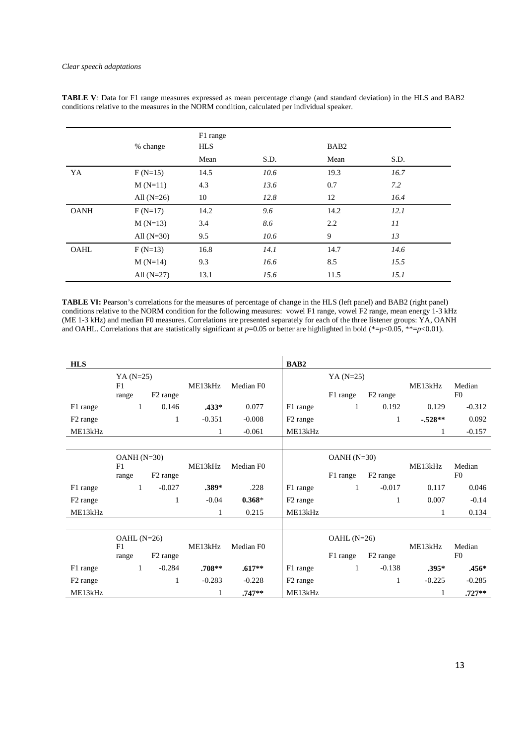**TABLE V**: Data for F1 range measures expressed as mean percentage change (and standard deviation) in the HLS and BAB2 conditions relative to the measures in the NORM condition, calculated per individual speaker.

| | % change | F1 range HLS | | BAB2 | |
|---|---|---|---|---|---|
| | | Mean | S.D. | Mean | S.D. |
| YA | F (N=15) | 14.5 | *10.6* | 19.3 | *16.7* |
| | M (N=11) | 4.3 | *13.6* | 0.7 | *7.2* |
| | All (N=26) | 10 | *12.8* | 12 | *16.4* |
| OANH | F (N=17) | 14.2 | *9.6* | 14.2 | *12.1* |
| | M (N=13) | 3.4 | *8.6* | 2.2 | *11* |
| | All (N=30) | 9.5 | *10.6* | 9 | *13* |
| OAHL | F (N=13) | 16.8 | *14.1* | 14.7 | *14.6* |
| | M (N=14) | 9.3 | *16.6* | 8.5 | *15.5* |
| | All (N=27) | 13.1 | *15.6* | 11.5 | *15.1* |

**TABLE VI:** Pearson's correlations for the measures of percentage of change in the HLS (left panel) and BAB2 (right panel) conditions relative to the NORM condition for the following measures: vowel F1 range, vowel F2 range, mean energy 1-3 kHz (ME 1-3 kHz) and median F0 measures. Correlations are presented separately for each of the three listener groups: YA, OANH and OAHL. Correlations that are statistically significant at $p$=0.05 or better are highlighted in bold (*=$p$<0.05, **=$p$<0.01).

| **HLS** | | | | | **BAB2** | | | | |
|---|---|---|---|---|---|---|---|---|---|
| | YA (N=25) | | | | | YA (N=25) | | | |
| | F1 range | F2 range | ME13kHz | Median F0 | | F1 range | F2 range | ME13kHz | Median F0 |
| F1 range | 1 | 0.146 | **.433*** | 0.077 | F1 range | 1 | 0.192 | 0.129 | -0.312 |
| F2 range | | 1 | -0.351 | -0.008 | F2 range | | 1 | **-.528**** | 0.092 |
| ME13kHz | | | 1 | -0.061 | ME13kHz | | | 1 | -0.157 |
| | OANH (N=30) | | | | | OANH (N=30) | | | |
| | F1 range | F2 range | ME13kHz | Median F0 | | F1 range | F2 range | ME13kHz | Median F0 |
| F1 range | 1 | -0.027 | **.389*** | .228 | F1 range | 1 | -0.017 | 0.117 | 0.046 |
| F2 range | | 1 | -0.04 | **0.368*** | F2 range | | 1 | 0.007 | -0.14 |
| ME13kHz | | | 1 | 0.215 | ME13kHz | | | 1 | 0.134 |
| | OAHL (N=26) | | | | | OAHL (N=26) | | | |
| | F1 range | F2 range | ME13kHz | Median F0 | | F1 range | F2 range | ME13kHz | Median F0 |
| F1 range | 1 | -0.284 | **.708**** | **.617**** | F1 range | 1 | -0.138 | **.395*** | **.456*** |
| F2 range | | 1 | -0.283 | -0.228 | F2 range | | 1 | -0.225 | -0.285 |
| ME13kHz | | | 1 | **.747**** | ME13kHz | | | 1 | **.727**** |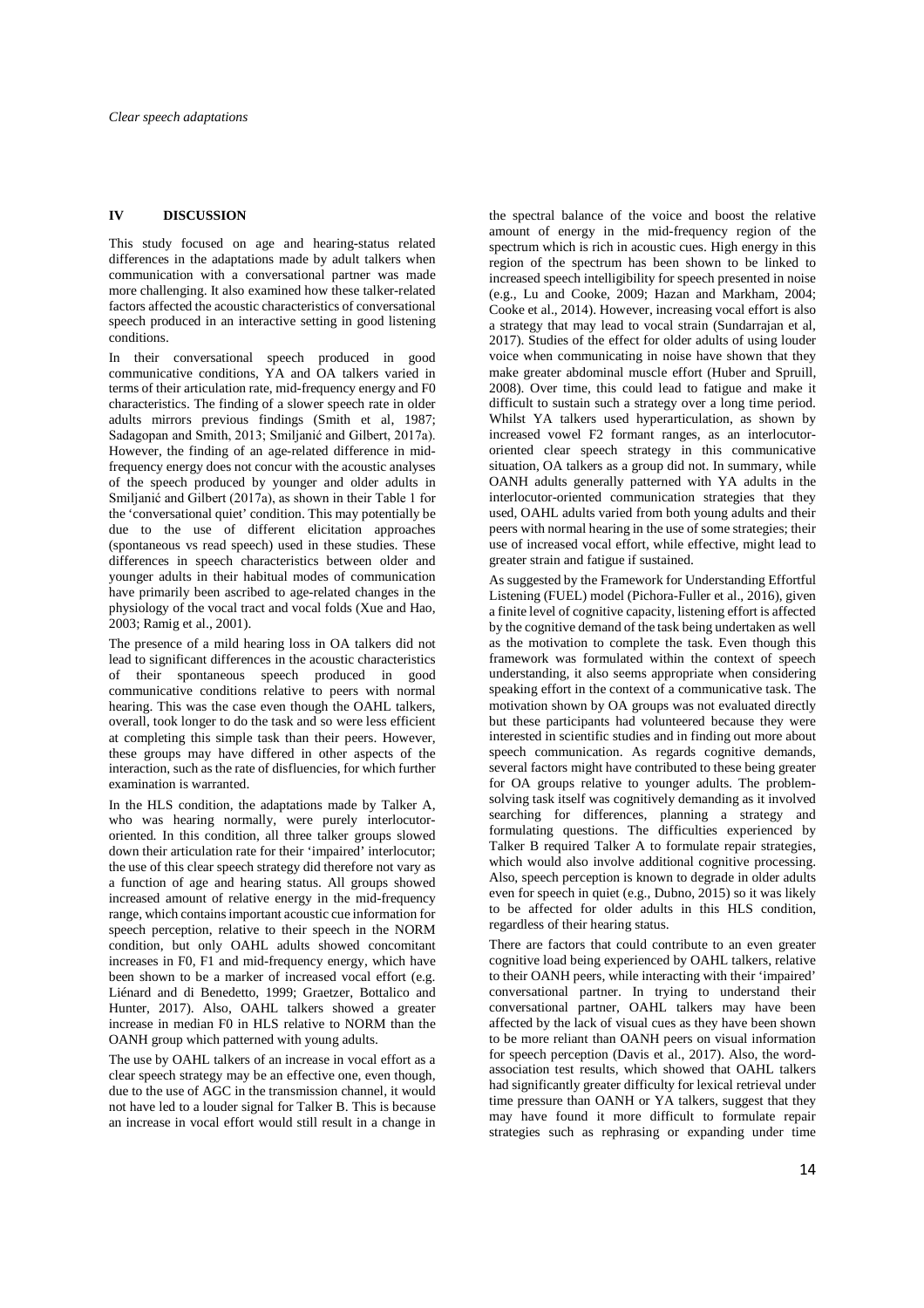## IV DISCUSSION

This study focused on age and hearing-status related differences in the adaptations made by adult talkers when communication with a conversational partner was made more challenging. It also examined how these talker-related factors affected the acoustic characteristics of conversational speech produced in an interactive setting in good listening conditions.

In their conversational speech produced in good communicative conditions, YA and OA talkers varied in terms of their articulation rate, mid-frequency energy and F0 characteristics. The finding of a slower speech rate in older adults mirrors previous findings (Smith et al, 1987; Sadagopan and Smith, 2013; Smiljanić and Gilbert, 2017a). However, the finding of an age-related difference in mid-frequency energy does not concur with the acoustic analyses of the speech produced by younger and older adults in Smiljanić and Gilbert (2017a), as shown in their Table 1 for the 'conversational quiet' condition. This may potentially be due to the use of different elicitation approaches (spontaneous vs read speech) used in these studies. These differences in speech characteristics between older and younger adults in their habitual modes of communication have primarily been ascribed to age-related changes in the physiology of the vocal tract and vocal folds (Xue and Hao, 2003; Ramig et al., 2001).

The presence of a mild hearing loss in OA talkers did not lead to significant differences in the acoustic characteristics of their spontaneous speech produced in good communicative conditions relative to peers with normal hearing. This was the case even though the OAHL talkers, overall, took longer to do the task and so were less efficient at completing this simple task than their peers. However, these groups may have differed in other aspects of the interaction, such as the rate of disfluencies, for which further examination is warranted.

In the HLS condition, the adaptations made by Talker A, who was hearing normally, were purely interlocutor-oriented. In this condition, all three talker groups slowed down their articulation rate for their 'impaired' interlocutor; the use of this clear speech strategy did therefore not vary as a function of age and hearing status. All groups showed increased amount of relative energy in the mid-frequency range, which contains important acoustic cue information for speech perception, relative to their speech in the NORM condition, but only OAHL adults showed concomitant increases in F0, F1 and mid-frequency energy, which have been shown to be a marker of increased vocal effort (e.g. Liénard and di Benedetto, 1999; Graetzer, Bottalico and Hunter, 2017). Also, OAHL talkers showed a greater increase in median F0 in HLS relative to NORM than the OANH group which patterned with young adults.

The use by OAHL talkers of an increase in vocal effort as a clear speech strategy may be an effective one, even though, due to the use of AGC in the transmission channel, it would not have led to a louder signal for Talker B. This is because an increase in vocal effort would still result in a change in the spectral balance of the voice and boost the relative amount of energy in the mid-frequency region of the spectrum which is rich in acoustic cues. High energy in this region of the spectrum has been shown to be linked to increased speech intelligibility for speech presented in noise (e.g., Lu and Cooke, 2009; Hazan and Markham, 2004; Cooke et al., 2014). However, increasing vocal effort is also a strategy that may lead to vocal strain (Sundarrajan et al, 2017). Studies of the effect for older adults of using louder voice when communicating in noise have shown that they make greater abdominal muscle effort (Huber and Spruill, 2008). Over time, this could lead to fatigue and make it difficult to sustain such a strategy over a long time period. Whilst YA talkers used hyperarticulation, as shown by increased vowel F2 formant ranges, as an interlocutor-oriented clear speech strategy in this communicative situation, OA talkers as a group did not. In summary, while OANH adults generally patterned with YA adults in the interlocutor-oriented communication strategies that they used, OAHL adults varied from both young adults and their peers with normal hearing in the use of some strategies; their use of increased vocal effort, while effective, might lead to greater strain and fatigue if sustained.

As suggested by the Framework for Understanding Effortful Listening (FUEL) model (Pichora-Fuller et al., 2016), given a finite level of cognitive capacity, listening effort is affected by the cognitive demand of the task being undertaken as well as the motivation to complete the task. Even though this framework was formulated within the context of speech understanding, it also seems appropriate when considering speaking effort in the context of a communicative task. The motivation shown by OA groups was not evaluated directly but these participants had volunteered because they were interested in scientific studies and in finding out more about speech communication. As regards cognitive demands, several factors might have contributed to these being greater for OA groups relative to younger adults. The problem-solving task itself was cognitively demanding as it involved searching for differences, planning a strategy and formulating questions. The difficulties experienced by Talker B required Talker A to formulate repair strategies, which would also involve additional cognitive processing. Also, speech perception is known to degrade in older adults even for speech in quiet (e.g., Dubno, 2015) so it was likely to be affected for older adults in this HLS condition, regardless of their hearing status.

There are factors that could contribute to an even greater cognitive load being experienced by OAHL talkers, relative to their OANH peers, while interacting with their 'impaired' conversational partner. In trying to understand their conversational partner, OAHL talkers may have been affected by the lack of visual cues as they have been shown to be more reliant than OANH peers on visual information for speech perception (Davis et al., 2017). Also, the word-association test results, which showed that OAHL talkers had significantly greater difficulty for lexical retrieval under time pressure than OANH or YA talkers, suggest that they may have found it more difficult to formulate repair strategies such as rephrasing or expanding under time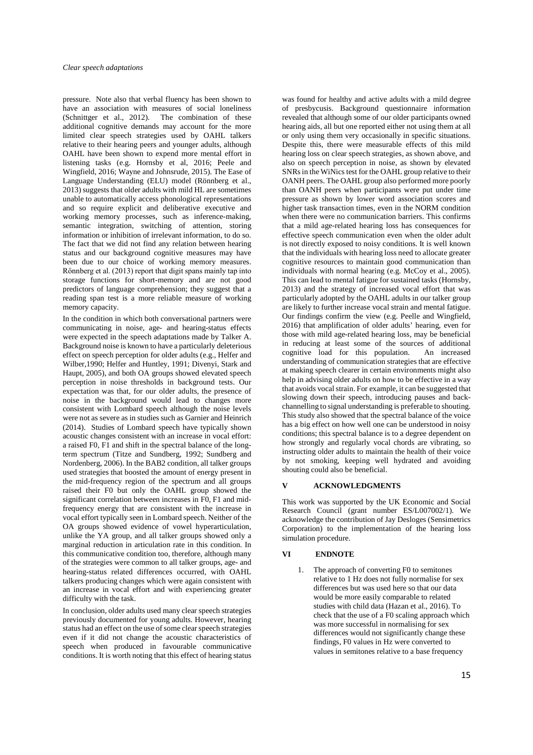pressure. Note also that verbal fluency has been shown to have an association with measures of social loneliness (Schnittger et al., 2012). The combination of these additional cognitive demands may account for the more limited clear speech strategies used by OAHL talkers relative to their hearing peers and younger adults, although OAHL have been shown to expend more mental effort in listening tasks (e.g. Hornsby et al, 2016; Peele and Wingfield, 2016; Wayne and Johnsrude, 2015). The Ease of Language Understanding (ELU) model (Rönnberg et al., 2013) suggests that older adults with mild HL are sometimes unable to automatically access phonological representations and so require explicit and deliberative executive and working memory processes, such as inference-making, semantic integration, switching of attention, storing information or inhibition of irrelevant information, to do so. The fact that we did not find any relation between hearing status and our background cognitive measures may have been due to our choice of working memory measures. Rönnberg et al. (2013) report that digit spans mainly tap into storage functions for short-memory and are not good predictors of language comprehension; they suggest that a reading span test is a more reliable measure of working memory capacity.

In the condition in which both conversational partners were communicating in noise, age- and hearing-status effects were expected in the speech adaptations made by Talker A. Background noise is known to have a particularly deleterious effect on speech perception for older adults (e.g., Helfer and Wilber,1990; Helfer and Huntley, 1991; Divenyi, Stark and Haupt, 2005), and both OA groups showed elevated speech perception in noise thresholds in background tests. Our expectation was that, for our older adults, the presence of noise in the background would lead to changes more consistent with Lombard speech although the noise levels were not as severe as in studies such as Garnier and Heinrich (2014). Studies of Lombard speech have typically shown acoustic changes consistent with an increase in vocal effort: a raised F0, F1 and shift in the spectral balance of the long-term spectrum (Titze and Sundberg, 1992; Sundberg and Nordenberg, 2006). In the BAB2 condition, all talker groups used strategies that boosted the amount of energy present in the mid-frequency region of the spectrum and all groups raised their F0 but only the OAHL group showed the significant correlation between increases in F0, F1 and mid-frequency energy that are consistent with the increase in vocal effort typically seen in Lombard speech. Neither of the OA groups showed evidence of vowel hyperarticulation, unlike the YA group, and all talker groups showed only a marginal reduction in articulation rate in this condition. In this communicative condition too, therefore, although many of the strategies were common to all talker groups, age- and hearing-status related differences occurred, with OAHL talkers producing changes which were again consistent with an increase in vocal effort and with experiencing greater difficulty with the task.

In conclusion, older adults used many clear speech strategies previously documented for young adults. However, hearing status had an effect on the use of some clear speech strategies even if it did not change the acoustic characteristics of speech when produced in favourable communicative conditions. It is worth noting that this effect of hearing status was found for healthy and active adults with a mild degree of presbycusis. Background questionnaire information revealed that although some of our older participants owned hearing aids, all but one reported either not using them at all or only using them very occasionally in specific situations. Despite this, there were measurable effects of this mild hearing loss on clear speech strategies, as shown above, and also on speech perception in noise, as shown by elevated SNRs in the WiNics test for the OAHL group relative to their OANH peers. The OAHL group also performed more poorly than OANH peers when participants were put under time pressure as shown by lower word association scores and higher task transaction times, even in the NORM condition when there were no communication barriers. This confirms that a mild age-related hearing loss has consequences for effective speech communication even when the older adult is not directly exposed to noisy conditions. It is well known that the individuals with hearing loss need to allocate greater cognitive resources to maintain good communication than individuals with normal hearing (e.g. McCoy et al., 2005). This can lead to mental fatigue for sustained tasks (Hornsby, 2013) and the strategy of increased vocal effort that was particularly adopted by the OAHL adults in our talker group are likely to further increase vocal strain and mental fatigue. Our findings confirm the view (e.g. Peelle and Wingfield, 2016) that amplification of older adults' hearing, even for those with mild age-related hearing loss, may be beneficial in reducing at least some of the sources of additional cognitive load for this population. An increased understanding of communication strategies that are effective at making speech clearer in certain environments might also help in advising older adults on how to be effective in a way that avoids vocal strain. For example, it can be suggested that slowing down their speech, introducing pauses and back-channelling to signal understanding is preferable to shouting. This study also showed that the spectral balance of the voice has a big effect on how well one can be understood in noisy conditions; this spectral balance is to a degree dependent on how strongly and regularly vocal chords are vibrating, so instructing older adults to maintain the health of their voice by not smoking, keeping well hydrated and avoiding shouting could also be beneficial.

## V ACKNOWLEDGMENTS

This work was supported by the UK Economic and Social Research Council (grant number ES/L007002/1). We acknowledge the contribution of Jay Desloges (Sensimetrics Corporation) to the implementation of the hearing loss simulation procedure.

## VI ENDNOTE

1. The approach of converting F0 to semitones relative to 1 Hz does not fully normalise for sex differences but was used here so that our data would be more easily comparable to related studies with child data (Hazan et al., 2016). To check that the use of a F0 scaling approach which was more successful in normalising for sex differences would not significantly change these findings, F0 values in Hz were converted to values in semitones relative to a base frequency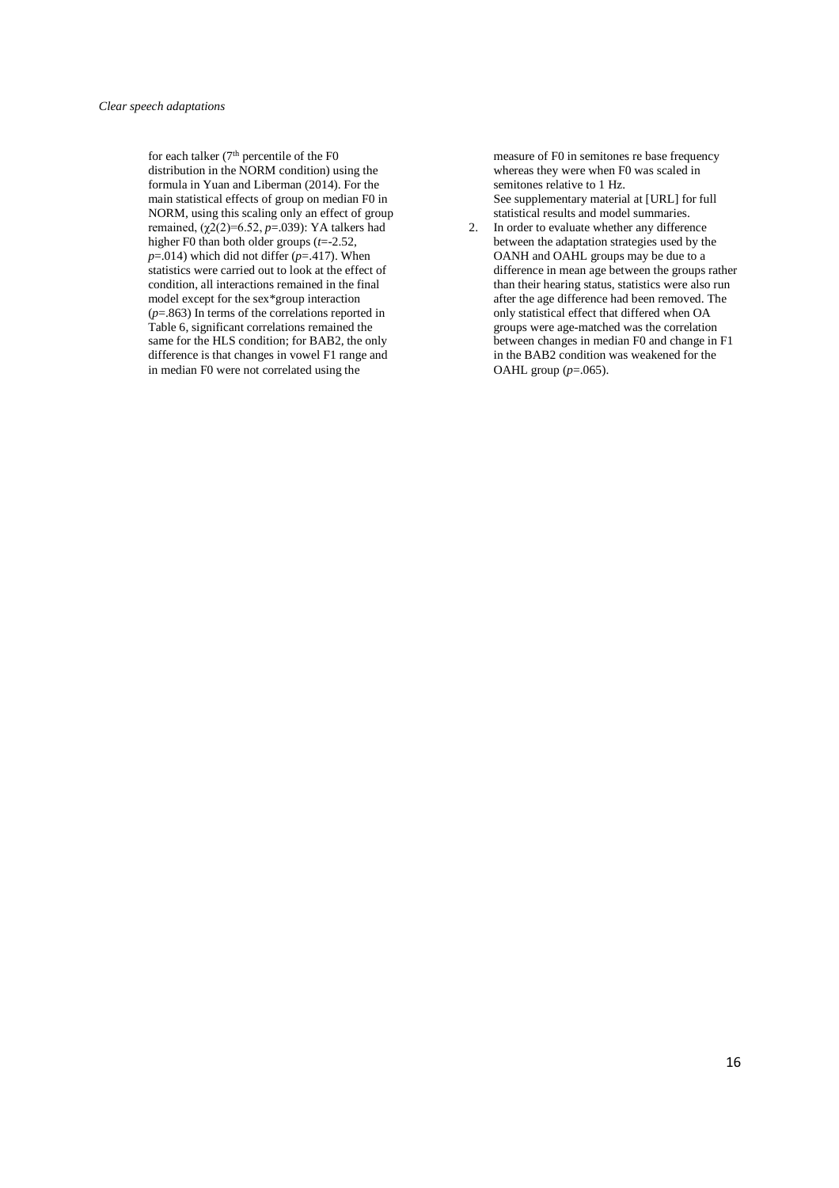for each talker (7th percentile of the F0 distribution in the NORM condition) using the formula in Yuan and Liberman (2014). For the main statistical effects of group on median F0 in NORM, using this scaling only an effect of group remained, ($\chi2(2)=6.52$, $p=.039$): YA talkers had higher F0 than both older groups ($t=-2.52$, $p=.014$) which did not differ ($p=.417$). When statistics were carried out to look at the effect of condition, all interactions remained in the final model except for the sex*group interaction ($p=.863$) In terms of the correlations reported in Table 6, significant correlations remained the same for the HLS condition; for BAB2, the only difference is that changes in vowel F1 range and in median F0 were not correlated using the measure of F0 in semitones re base frequency whereas they were when F0 was scaled in semitones relative to 1 Hz.

See supplementary material at [URL] for full statistical results and model summaries.

2. In order to evaluate whether any difference between the adaptation strategies used by the OANH and OAHL groups may be due to a difference in mean age between the groups rather than their hearing status, statistics were also run after the age difference had been removed. The only statistical effect that differed when OA groups were age-matched was the correlation between changes in median F0 and change in F1 in the BAB2 condition was weakened for the OAHL group ($p=.065$).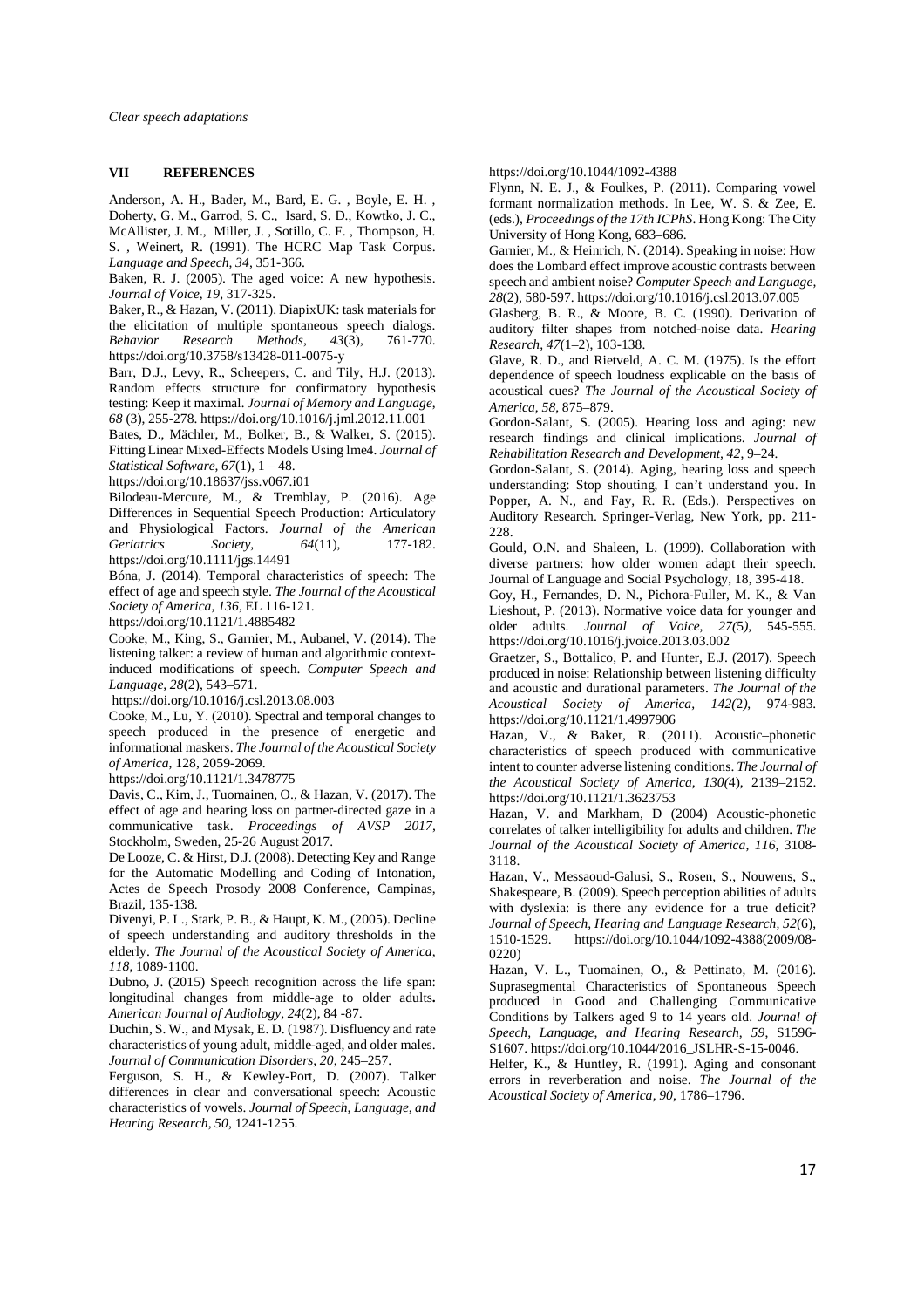## VII REFERENCES

Anderson, A. H., Bader, M., Bard, E. G. , Boyle, E. H. , Doherty, G. M., Garrod, S. C., Isard, S. D., Kowtko, J. C., McAllister, J. M., Miller, J. , Sotillo, C. F. , Thompson, H. S. , Weinert, R. (1991). The HCRC Map Task Corpus. *Language and Speech, 34*, 351-366.

Baken, R. J. (2005). The aged voice: A new hypothesis. *Journal of Voice*, *19*, 317-325.

Baker, R., & Hazan, V. (2011). DiapixUK: task materials for the elicitation of multiple spontaneous speech dialogs. *Behavior Research Methods*, *43*(3), 761-770. https://doi.org/10.3758/s13428-011-0075-y

Barr, D.J., Levy, R., Scheepers, C. and Tily, H.J. (2013). Random effects structure for confirmatory hypothesis testing: Keep it maximal. *Journal of Memory and Language, 68* (3), 255-278. https://doi.org/10.1016/j.jml.2012.11.001

Bates, D., Mächler, M., Bolker, B., & Walker, S. (2015). Fitting Linear Mixed-Effects Models Using lme4. *Journal of Statistical Software, 67*(1), 1 – 48. https://doi.org/10.18637/jss.v067.i01

Bilodeau-Mercure, M., & Tremblay, P. (2016). Age Differences in Sequential Speech Production: Articulatory and Physiological Factors. *Journal of the American Geriatrics Society*, *64*(11), 177-182. https://doi.org/10.1111/jgs.14491

Bóna, J. (2014). Temporal characteristics of speech: The effect of age and speech style. *The Journal of the Acoustical Society of America, 136*, EL 116-121. https://doi.org/10.1121/1.4885482

Cooke, M., King, S., Garnier, M., Aubanel, V. (2014). The listening talker: a review of human and algorithmic context-induced modifications of speech. *Computer Speech and Language, 28*(2), 543–571. https://doi.org/10.1016/j.csl.2013.08.003

Cooke, M., Lu, Y. (2010). Spectral and temporal changes to speech produced in the presence of energetic and informational maskers. *The Journal of the Acoustical Society of America*, 128, 2059-2069. https://doi.org/10.1121/1.3478775

Davis, C., Kim, J., Tuomainen, O., & Hazan, V. (2017). The effect of age and hearing loss on partner-directed gaze in a communicative task. *Proceedings of AVSP 2017*, Stockholm, Sweden, 25-26 August 2017.

De Looze, C. & Hirst, D.J. (2008). Detecting Key and Range for the Automatic Modelling and Coding of Intonation, Actes de Speech Prosody 2008 Conference, Campinas, Brazil, 135-138.

Divenyi, P. L., Stark, P. B., & Haupt, K. M., (2005). Decline of speech understanding and auditory thresholds in the elderly. *The Journal of the Acoustical Society of America, 118*, 1089-1100.

Dubno, J. (2015) Speech recognition across the life span: longitudinal changes from middle-age to older adults**.** *American Journal of Audiology, 24*(2), 84 -87.

Duchin, S. W., and Mysak, E. D. (1987). Disfluency and rate characteristics of young adult, middle-aged, and older males. *Journal of Communication Disorders, 20*, 245–257.

Ferguson, S. H., & Kewley-Port, D. (2007). Talker differences in clear and conversational speech: Acoustic characteristics of vowels. *Journal of Speech, Language, and Hearing Research, 50*, 1241-1255. https://doi.org/10.1044/1092-4388

Flynn, N. E. J., & Foulkes, P. (2011). Comparing vowel formant normalization methods. In Lee, W. S. & Zee, E. (eds.), *Proceedings of the 17th ICPhS*. Hong Kong: The City University of Hong Kong, 683–686.

Garnier, M., & Heinrich, N. (2014). Speaking in noise: How does the Lombard effect improve acoustic contrasts between speech and ambient noise? *Computer Speech and Language, 28*(2), 580-597. https://doi.org/10.1016/j.csl.2013.07.005

Glasberg, B. R., & Moore, B. C. (1990). Derivation of auditory filter shapes from notched-noise data. *Hearing Research*, *47*(1–2), 103-138.

Glave, R. D., and Rietveld, A. C. M. (1975). Is the effort dependence of speech loudness explicable on the basis of acoustical cues? *The Journal of the Acoustical Society of America, 58*, 875–879.

Gordon-Salant, S. (2005). Hearing loss and aging: new research findings and clinical implications. *Journal of Rehabilitation Research and Development, 42*, 9–24.

Gordon-Salant, S. (2014). Aging, hearing loss and speech understanding: Stop shouting, I can't understand you. In Popper, A. N., and Fay, R. R. (Eds.). Perspectives on Auditory Research. Springer-Verlag, New York, pp. 211-228.

Gould, O.N. and Shaleen, L. (1999). Collaboration with diverse partners: how older women adapt their speech. Journal of Language and Social Psychology, 18, 395-418.

Goy, H., Fernandes, D. N., Pichora-Fuller, M. K., & Van Lieshout, P. (2013). Normative voice data for younger and older adults. *Journal of Voice, 27(5)*, 545-555. https://doi.org/10.1016/j.jvoice.2013.03.002

Graetzer, S., Bottalico, P. and Hunter, E.J. (2017). Speech produced in noise: Relationship between listening difficulty and acoustic and durational parameters. *The Journal of the Acoustical Society of America, 142(2)*, 974-983. https://doi.org/10.1121/1.4997906

Hazan, V., & Baker, R. (2011). Acoustic–phonetic characteristics of speech produced with communicative intent to counter adverse listening conditions. *The Journal of the Acoustical Society of America, 130(4*), 2139–2152. https://doi.org/10.1121/1.3623753

Hazan, V. and Markham, D (2004) Acoustic-phonetic correlates of talker intelligibility for adults and children. *The Journal of the Acoustical Society of America*, *116*, 3108-3118.

Hazan, V., Messaoud-Galusi, S., Rosen, S., Nouwens, S., Shakespeare, B. (2009). Speech perception abilities of adults with dyslexia: is there any evidence for a true deficit? *Journal of Speech, Hearing and Language Research, 52*(6), 1510-1529. https://doi.org/10.1044/1092-4388(2009/08-0220)

Hazan, V. L., Tuomainen, O., & Pettinato, M. (2016). Suprasegmental Characteristics of Spontaneous Speech produced in Good and Challenging Communicative Conditions by Talkers aged 9 to 14 years old. *Journal of Speech, Language, and Hearing Research, 59*, S1596-S1607. https://doi.org/10.1044/2016_JSLHR-S-15-0046.

Helfer, K., & Huntley, R. (1991). Aging and consonant errors in reverberation and noise. *The Journal of the Acoustical Society of America, 90*, 1786–1796.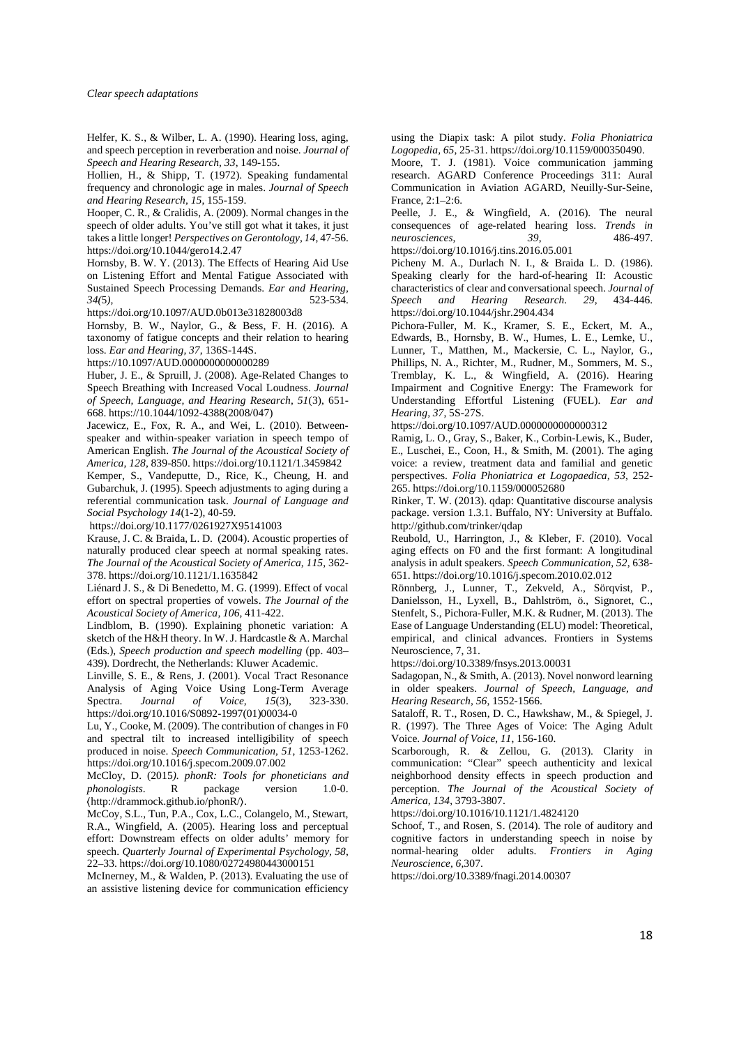Helfer, K. S., & Wilber, L. A. (1990). Hearing loss, aging, and speech perception in reverberation and noise. *Journal of Speech and Hearing Research*, *33*, 149-155.

Hollien, H., & Shipp, T. (1972). Speaking fundamental frequency and chronologic age in males. *Journal of Speech and Hearing Research*, *15*, 155-159.

Hooper, C. R., & Cralidis, A. (2009). Normal changes in the speech of older adults. You've still got what it takes, it just takes a little longer! *Perspectives on Gerontology*, *14*, 47-56. https://doi.org/10.1044/gero14.2.47

Hornsby, B. W. Y. (2013). The Effects of Hearing Aid Use on Listening Effort and Mental Fatigue Associated with Sustained Speech Processing Demands. *Ear and Hearing*, *34(5),* 523-534. https://doi.org/10.1097/AUD.0b013e31828003d8

Hornsby, B. W., Naylor, G., & Bess, F. H. (2016). A taxonomy of fatigue concepts and their relation to hearing loss. *Ear and Hearing*, *37*, 136S-144S. https://10.1097/AUD.0000000000000289

Huber, J. E., & Spruill, J. (2008). Age-Related Changes to Speech Breathing with Increased Vocal Loudness. *Journal of Speech, Language, and Hearing Research*, *51*(3), 651-668. https://10.1044/1092-4388(2008/047)

Jacewicz, E., Fox, R. A., and Wei, L. (2010). Between-speaker and within-speaker variation in speech tempo of American English. *The Journal of the Acoustical Society of America*, *128*, 839-850. https://doi.org/10.1121/1.3459842

Kemper, S., Vandeputte, D., Rice, K., Cheung, H. and Gubarchuk, J. (1995). Speech adjustments to aging during a referential communication task. *Journal of Language and Social Psychology 14*(1-2), 40-59. https://doi.org/10.1177/0261927X95141003

Krause, J. C. & Braida, L. D. (2004). Acoustic properties of naturally produced clear speech at normal speaking rates. *The Journal of the Acoustical Society of America*, *115*, 362-378. https://doi.org/10.1121/1.1635842

Liénard J. S., & Di Benedetto, M. G. (1999). Effect of vocal effort on spectral properties of vowels. *The Journal of the Acoustical Society of America*, *106*, 411-422.

Lindblom, B. (1990). Explaining phonetic variation: A sketch of the H&H theory. In W. J. Hardcastle & A. Marchal (Eds.), *Speech production and speech modelling* (pp. 403–439). Dordrecht, the Netherlands: Kluwer Academic.

Linville, S. E., & Rens, J. (2001). Vocal Tract Resonance Analysis of Aging Voice Using Long-Term Average Spectra. *Journal of Voice, 15*(3), 323-330. https://doi.org/10.1016/S0892-1997(01)00034-0

Lu, Y., Cooke, M. (2009). The contribution of changes in F0 and spectral tilt to increased intelligibility of speech produced in noise. *Speech Communication*, *51*, 1253-1262. https://doi.org/10.1016/j.specom.2009.07.002

McCloy, D. (2015*). phonR: Tools for phoneticians and phonologists*. R package version 1.0-0. ⟨http://drammock.github.io/phonR/⟩.

McCoy, S.L., Tun, P.A., Cox, L.C., Colangelo, M., Stewart, R.A., Wingfield, A. (2005). Hearing loss and perceptual effort: Downstream effects on older adults' memory for speech. *Quarterly Journal of Experimental Psychology*, *58,* 22–33. https://doi.org/10.1080/02724980443000151

McInerney, M., & Walden, P. (2013). Evaluating the use of an assistive listening device for communication efficiency using the Diapix task: A pilot study. *Folia Phoniatrica Logopedia*, *65*, 25-31. https://doi.org/10.1159/000350490.

Moore, T. J. (1981). Voice communication jamming research. AGARD Conference Proceedings 311: Aural Communication in Aviation AGARD, Neuilly-Sur-Seine, France, 2:1–2:6.

Peelle, J. E., & Wingfield, A. (2016). The neural consequences of age-related hearing loss. *Trends in neurosciences, 39*, 486-497. https://doi.org/10.1016/j.tins.2016.05.001

Picheny M. A., Durlach N. I., & Braida L. D. (1986). Speaking clearly for the hard-of-hearing II: Acoustic characteristics of clear and conversational speech. *Journal of Speech and Hearing Research. 29*, 434-446. https://doi.org/10.1044/jshr.2904.434

Pichora-Fuller, M. K., Kramer, S. E., Eckert, M. A., Edwards, B., Hornsby, B. W., Humes, L. E., Lemke, U., Lunner, T., Matthen, M., Mackersie, C. L., Naylor, G., Phillips, N. A., Richter, M., Rudner, M., Sommers, M. S., Tremblay, K. L., & Wingfield, A. (2016). Hearing Impairment and Cognitive Energy: The Framework for Understanding Effortful Listening (FUEL). *Ear and Hearing*, *37*, 5S-27S. https://doi.org/10.1097/AUD.0000000000000312

Ramig, L. O., Gray, S., Baker, K., Corbin-Lewis, K., Buder, E., Luschei, E., Coon, H., & Smith, M. (2001). The aging voice: a review, treatment data and familial and genetic perspectives. *Folia Phoniatrica et Logopaedica*, *53*, 252-265. https://doi.org/10.1159/000052680

Rinker, T. W. (2013). qdap: Quantitative discourse analysis package. version 1.3.1. Buffalo, NY: University at Buffalo. http://github.com/trinker/qdap

Reubold, U., Harrington, J., & Kleber, F. (2010). Vocal aging effects on F0 and the first formant: A longitudinal analysis in adult speakers. *Speech Communication*, *52*, 638-651. https://doi.org/10.1016/j.specom.2010.02.012

Rönnberg, J., Lunner, T., Zekveld, A., Sörqvist, P., Danielsson, H., Lyxell, B., Dahlström, ö., Signoret, C., Stenfelt, S., Pichora-Fuller, M.K. & Rudner, M. (2013). The Ease of Language Understanding (ELU) model: Theoretical, empirical, and clinical advances. Frontiers in Systems Neuroscience, 7, 31. https://doi.org/10.3389/fnsys.2013.00031

Sadagopan, N., & Smith, A. (2013). Novel nonword learning in older speakers. *Journal of Speech, Language, and Hearing Research*, *56*, 1552-1566.

Sataloff, R. T., Rosen, D. C., Hawkshaw, M., & Spiegel, J. R. (1997). The Three Ages of Voice: The Aging Adult Voice. *Journal of Voice*, *11*, 156-160.

Scarborough, R. & Zellou, G. (2013). Clarity in communication: "Clear" speech authenticity and lexical neighborhood density effects in speech production and perception. *The Journal of the Acoustical Society of America*, *134*, 3793-3807. https://doi.org/10.1016/10.1121/1.4824120

Schoof, T., and Rosen, S. (2014). The role of auditory and cognitive factors in understanding speech in noise by normal-hearing older adults. *Frontiers in Aging Neuroscience*, *6*,307. https://doi.org/10.3389/fnagi.2014.00307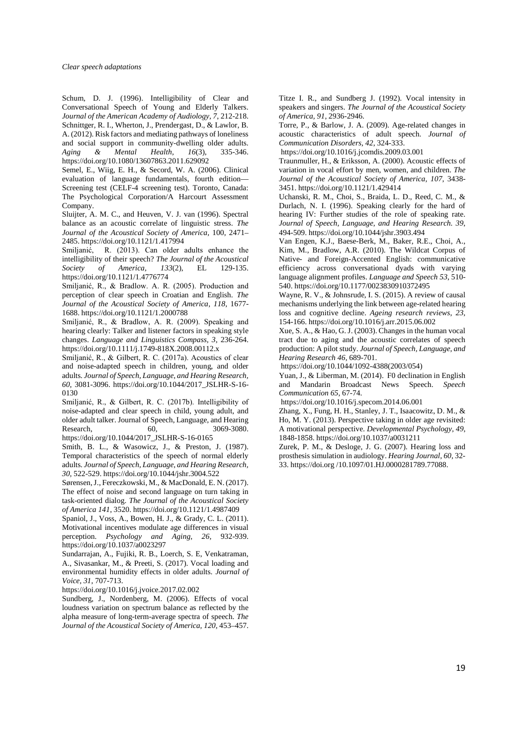Schum, D. J. (1996). Intelligibility of Clear and Conversational Speech of Young and Elderly Talkers. *Journal of the American Academy of Audiology, 7*, 212-218.

Schnittger, R. I., Wherton, J., Prendergast, D., & Lawlor, B. A. (2012). Risk factors and mediating pathways of loneliness and social support in community-dwelling older adults. *Aging & Mental Health, 16*(3), 335-346. https://doi.org/10.1080/13607863.2011.629092

Semel, E., Wiig, E. H., & Secord, W. A. (2006). Clinical evaluation of language fundamentals, fourth edition—Screening test (CELF-4 screening test). Toronto, Canada: The Psychological Corporation/A Harcourt Assessment Company.

Sluijter, A. M. C., and Heuven, V. J. van (1996). Spectral balance as an acoustic correlate of linguistic stress. *The Journal of the Acoustical Society of America,* 100, 2471–2485. https://doi.org/10.1121/1.417994

Smiljanić, R. (2013). Can older adults enhance the intelligibility of their speech? *The Journal of the Acoustical Society of America, 133*(2), EL 129-135. https://doi.org/10.1121/1.4776774

Smiljanić, R., & Bradlow. A. R. (2005). Production and perception of clear speech in Croatian and English. *The Journal of the Acoustical Society of America, 118,* 1677-1688. https://doi.org/10.1121/1.2000788

Smiljanić, R., & Bradlow, A. R. (2009). Speaking and hearing clearly: Talker and listener factors in speaking style changes. *Language and Linguistics Compass, 3,* 236-264. https://doi.org/10.1111/j.1749-818X.2008.00112.x

Smiljanić, R., & Gilbert, R. C. (2017a). Acoustics of clear and noise-adapted speech in children, young, and older adults. *Journal of Speech, Language, and Hearing Research, 60,* 3081-3096. https://doi.org/10.1044/2017_JSLHR-S-16-0130

Smiljanić, R., & Gilbert, R. C. (2017b). Intelligibility of noise-adapted and clear speech in child, young adult, and older adult talker. Journal of Speech, Language, and Hearing Research, 60, 3069-3080. https://doi.org/10.1044/2017_JSLHR-S-16-0165

Smith, B. L., & Wasowicz, J., & Preston, J. (1987). Temporal characteristics of the speech of normal elderly adults. *Journal of Speech, Language, and Hearing Research, 30,* 522-529. https://doi.org/10.1044/jshr.3004.522

Sørensen, J., Fereczkowski, M., & MacDonald, E. N. (2017). The effect of noise and second language on turn taking in task-oriented dialog. *The Journal of the Acoustical Society of America 141*, 3520. https://doi.org/10.1121/1.4987409

Spaniol, J., Voss, A., Bowen, H. J., & Grady, C. L. (2011). Motivational incentives modulate age differences in visual perception. *Psychology and Aging, 26,* 932-939. https://doi.org/10.1037/a0023297

Sundarrajan, A., Fujiki, R. B., Loerch, S. E, Venkatraman, A., Sivasankar, M., & Preeti, S. (2017). Vocal loading and environmental humidity effects in older adults. *Journal of Voice, 31,* 707-713. https://doi.org/10.1016/j.jvoice.2017.02.002

Sundberg, J., Nordenberg, M. (2006). Effects of vocal loudness variation on spectrum balance as reflected by the alpha measure of long-term-average spectra of speech. *The Journal of the Acoustical Society of America, 120,* 453–457.

Titze I. R., and Sundberg J. (1992). Vocal intensity in speakers and singers. *The Journal of the Acoustical Society of America, 91,* 2936-2946.

Torre, P., & Barlow, J. A. (2009). Age-related changes in acoustic characteristics of adult speech. *Journal of Communication Disorders, 42,* 324-333. https://doi.org/10.1016/j.jcomdis.2009.03.001

Traunmuller, H., & Eriksson, A. (2000). Acoustic effects of variation in vocal effort by men, women, and children. *The Journal of the Acoustical Society of America, 107,* 3438-3451. https://doi.org/10.1121/1.429414

Uchanski, R. M., Choi, S., Braida, L. D., Reed, C. M., & Durlach, N. I. (1996). Speaking clearly for the hard of hearing IV: Further studies of the role of speaking rate. *Journal of Speech, Language, and Hearing Research. 39,* 494-509. https://doi.org/10.1044/jshr.3903.494

Van Engen, K.J., Baese-Berk, M., Baker, R.E., Choi, A., Kim, M., Bradlow, A.R. (2010). The Wildcat Corpus of Native- and Foreign-Accented English: communicative efficiency across conversational dyads with varying language alignment profiles. *Language and Speech 53,* 510-540. https://doi.org/10.1177/0023830910372495

Wayne, R. V., & Johnsrude, I. S. (2015). A review of causal mechanisms underlying the link between age-related hearing loss and cognitive decline. *Ageing research reviews, 23,* 154-166. https://doi.org/10.1016/j.arr.2015.06.002

Xue, S. A., & Hao, G. J. (2003). Changes in the human vocal tract due to aging and the acoustic correlates of speech production: A pilot study. *Journal of Speech, Language, and Hearing Research 46,* 689-701. https://doi.org/10.1044/1092-4388(2003/054)

Yuan, J., & Liberman, M. (2014). F0 declination in English and Mandarin Broadcast News Speech. *Speech Communication 65,* 67-74. https://doi.org/10.1016/j.specom.2014.06.001

Zhang, X., Fung, H. H., Stanley, J. T., Isaacowitz, D. M., & Ho, M. Y. (2013). Perspective taking in older age revisited: A motivational perspective. *Developmental Psychology, 49,* 1848-1858. https://doi.org/10.1037/a0031211

Zurek, P. M., & Desloge, J. G. (2007). Hearing loss and prosthesis simulation in audiology. *Hearing Journal, 60,* 32-33. https://doi.org /10.1097/01.HJ.0000281789.77088.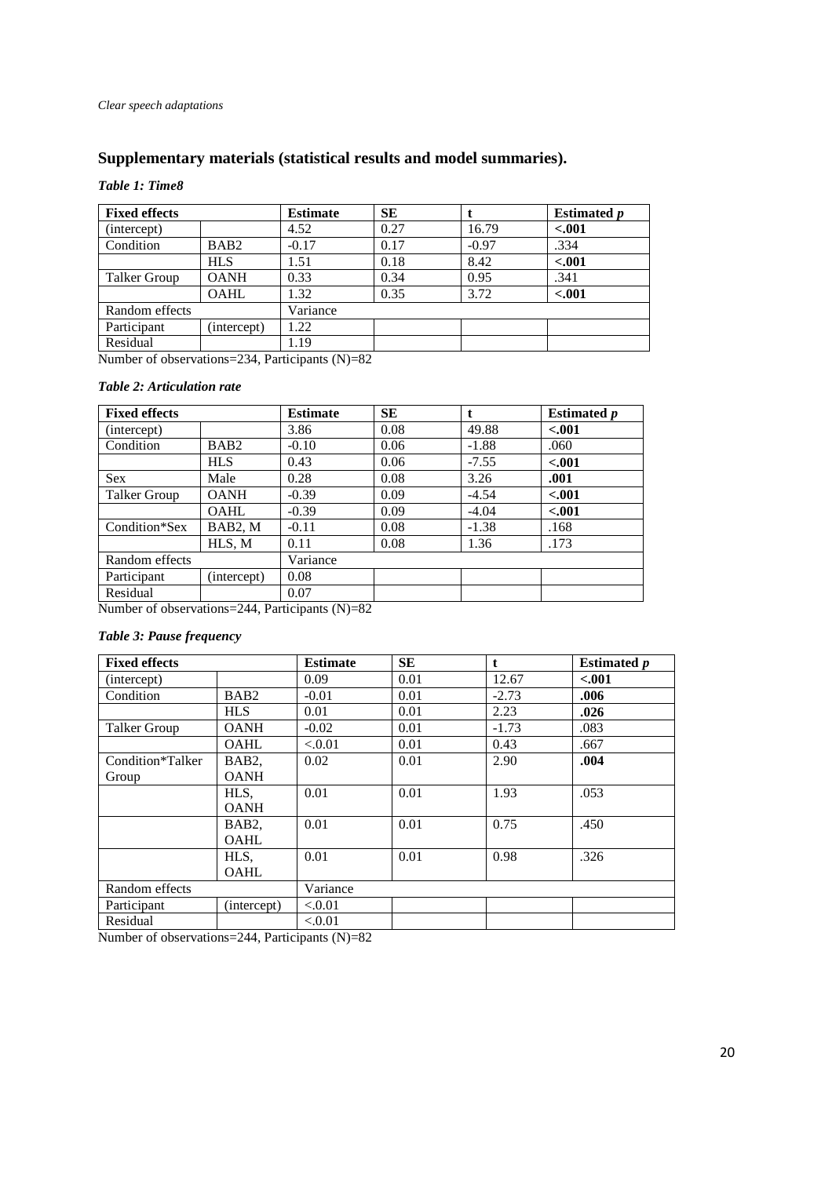## Supplementary materials (statistical results and model summaries).

***Table 1: Time8***

| **Fixed effects** | | **Estimate** | **SE** | **t** | **Estimated *p*** |
|---|---|---|---|---|---|
| (intercept) | | 4.52 | 0.27 | 16.79 | **<.001** |
| Condition | BAB2 | -0.17 | 0.17 | -0.97 | .334 |
| | HLS | 1.51 | 0.18 | 8.42 | **<.001** |
| Talker Group | OANH | 0.33 | 0.34 | 0.95 | .341 |
| | OAHL | 1.32 | 0.35 | 3.72 | **<.001** |
| Random effects | | Variance | | | |
| Participant | (intercept) | 1.22 | | | |
| Residual | | 1.19 | | | |

Number of observations=234, Participants (N)=82

***Table 2: Articulation rate***

| **Fixed effects** | | **Estimate** | **SE** | **t** | **Estimated *p*** |
|---|---|---|---|---|---|
| (intercept) | | 3.86 | 0.08 | 49.88 | **<.001** |
| Condition | BAB2 | -0.10 | 0.06 | -1.88 | .060 |
| | HLS | 0.43 | 0.06 | -7.55 | **<.001** |
| Sex | Male | 0.28 | 0.08 | 3.26 | **.001** |
| Talker Group | OANH | -0.39 | 0.09 | -4.54 | **<.001** |
| | OAHL | -0.39 | 0.09 | -4.04 | **<.001** |
| Condition*Sex | BAB2, M | -0.11 | 0.08 | -1.38 | .168 |
| | HLS, M | 0.11 | 0.08 | 1.36 | .173 |
| Random effects | | Variance | | | |
| Participant | (intercept) | 0.08 | | | |
| Residual | | 0.07 | | | |

Number of observations=244, Participants (N)=82

***Table 3: Pause frequency***

| **Fixed effects** | | **Estimate** | **SE** | **t** | **Estimated *p*** |
|---|---|---|---|---|---|
| (intercept) | | 0.09 | 0.01 | 12.67 | **<.001** |
| Condition | BAB2 | -0.01 | 0.01 | -2.73 | **.006** |
| | HLS | 0.01 | 0.01 | 2.23 | **.026** |
| Talker Group | OANH | -0.02 | 0.01 | -1.73 | .083 |
| | OAHL | <.0.01 | 0.01 | 0.43 | .667 |
| Condition*Talker Group | BAB2, OANH | 0.02 | 0.01 | 2.90 | **.004** |
| | HLS, OANH | 0.01 | 0.01 | 1.93 | .053 |
| | BAB2, OAHL | 0.01 | 0.01 | 0.75 | .450 |
| | HLS, OAHL | 0.01 | 0.01 | 0.98 | .326 |
| Random effects | | Variance | | | |
| Participant | (intercept) | <.0.01 | | | |
| Residual | | <.0.01 | | | |

Number of observations=244, Participants (N)=82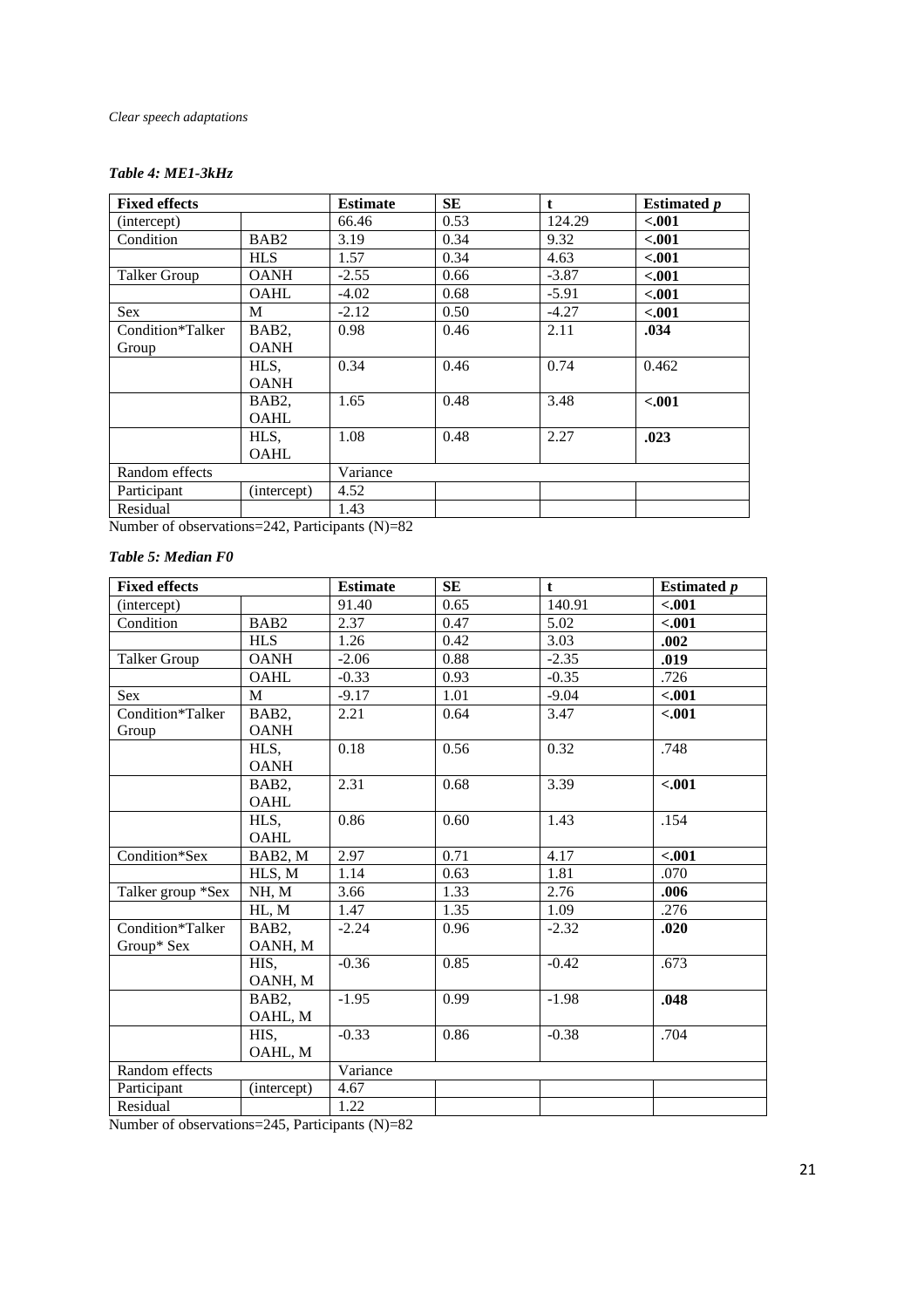*Table 4: ME1-3kHz*

| **Fixed effects** | | **Estimate** | **SE** | **t** | **Estimated *p*** |
|---|---|---|---|---|---|
| (intercept) | | 66.46 | 0.53 | 124.29 | **<.001** |
| Condition | BAB2 | 3.19 | 0.34 | 9.32 | **<.001** |
| | HLS | 1.57 | 0.34 | 4.63 | **<.001** |
| Talker Group | OANH | -2.55 | 0.66 | -3.87 | **<.001** |
| | OAHL | -4.02 | 0.68 | -5.91 | **<.001** |
| Sex | M | -2.12 | 0.50 | -4.27 | **<.001** |
| Condition*Talker Group | BAB2, OANH | 0.98 | 0.46 | 2.11 | **.034** |
| | HLS, OANH | 0.34 | 0.46 | 0.74 | 0.462 |
| | BAB2, OAHL | 1.65 | 0.48 | 3.48 | **<.001** |
| | HLS, OAHL | 1.08 | 0.48 | 2.27 | **.023** |
| Random effects | | Variance | | | |
| Participant | (intercept) | 4.52 | | | |
| Residual | | 1.43 | | | |

Number of observations=242, Participants (N)=82

*Table 5: Median F0*

| **Fixed effects** | | **Estimate** | **SE** | **t** | **Estimated *p*** |
|---|---|---|---|---|---|
| (intercept) | | 91.40 | 0.65 | 140.91 | **<.001** |
| Condition | BAB2 | 2.37 | 0.47 | 5.02 | **<.001** |
| | HLS | 1.26 | 0.42 | 3.03 | **.002** |
| Talker Group | OANH | -2.06 | 0.88 | -2.35 | **.019** |
| | OAHL | -0.33 | 0.93 | -0.35 | .726 |
| Sex | M | -9.17 | 1.01 | -9.04 | **<.001** |
| Condition*Talker Group | BAB2, OANH | 2.21 | 0.64 | 3.47 | **<.001** |
| | HLS, OANH | 0.18 | 0.56 | 0.32 | .748 |
| | BAB2, OAHL | 2.31 | 0.68 | 3.39 | **<.001** |
| | HLS, OAHL | 0.86 | 0.60 | 1.43 | .154 |
| Condition*Sex | BAB2, M | 2.97 | 0.71 | 4.17 | **<.001** |
| | HLS, M | 1.14 | 0.63 | 1.81 | .070 |
| Talker group *Sex | NH, M | 3.66 | 1.33 | 2.76 | **.006** |
| | HL, M | 1.47 | 1.35 | 1.09 | .276 |
| Condition*Talker Group* Sex | BAB2, OANH, M | -2.24 | 0.96 | -2.32 | **.020** |
| | HIS, OANH, M | -0.36 | 0.85 | -0.42 | .673 |
| | BAB2, OAHL, M | -1.95 | 0.99 | -1.98 | **.048** |
| | HIS, OAHL, M | -0.33 | 0.86 | -0.38 | .704 |
| Random effects | | Variance | | | |
| Participant | (intercept) | 4.67 | | | |
| Residual | | 1.22 | | | |

Number of observations=245, Participants (N)=82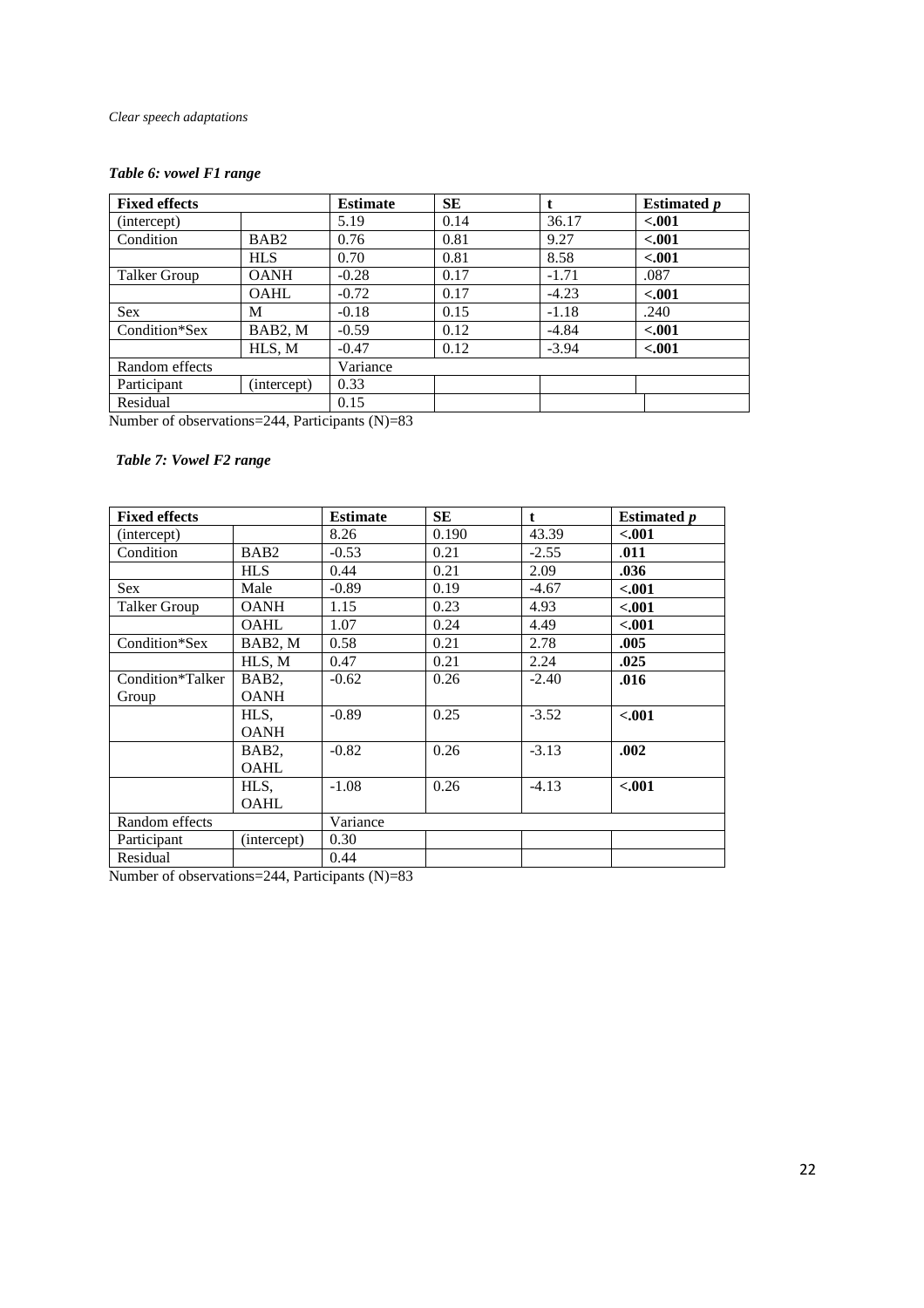*Table 6: vowel F1 range*

| **Fixed effects** | | **Estimate** | **SE** | **t** | **Estimated *p*** |
|---|---|---|---|---|---|
| (intercept) | | 5.19 | 0.14 | 36.17 | **<.001** |
| Condition | BAB2 | 0.76 | 0.81 | 9.27 | **<.001** |
| | HLS | 0.70 | 0.81 | 8.58 | **<.001** |
| Talker Group | OANH | -0.28 | 0.17 | -1.71 | .087 |
| | OAHL | -0.72 | 0.17 | -4.23 | **<.001** |
| Sex | M | -0.18 | 0.15 | -1.18 | .240 |
| Condition*Sex | BAB2, M | -0.59 | 0.12 | -4.84 | **<.001** |
| | HLS, M | -0.47 | 0.12 | -3.94 | **<.001** |
| Random effects | | Variance | | | |
| Participant | (intercept) | 0.33 | | | |
| Residual | | 0.15 | | | |

Number of observations=244, Participants (N)=83

***Table 7: Vowel F2 range***

| **Fixed effects** | | **Estimate** | **SE** | **t** | **Estimated *p*** |
|---|---|---|---|---|---|
| (intercept) | | 8.26 | 0.190 | 43.39 | **<.001** |
| Condition | BAB2 | -0.53 | 0.21 | -2.55 | **.011** |
| | HLS | 0.44 | 0.21 | 2.09 | **.036** |
| Sex | Male | -0.89 | 0.19 | -4.67 | **<.001** |
| Talker Group | OANH | 1.15 | 0.23 | 4.93 | **<.001** |
| | OAHL | 1.07 | 0.24 | 4.49 | **<.001** |
| Condition*Sex | BAB2, M | 0.58 | 0.21 | 2.78 | **.005** |
| | HLS, M | 0.47 | 0.21 | 2.24 | **.025** |
| Condition*Talker Group | BAB2, OANH | -0.62 | 0.26 | -2.40 | **.016** |
| | HLS, OANH | -0.89 | 0.25 | -3.52 | **<.001** |
| | BAB2, OAHL | -0.82 | 0.26 | -3.13 | **.002** |
| | HLS, OAHL | -1.08 | 0.26 | -4.13 | **<.001** |
| Random effects | | Variance | | | |
| Participant | (intercept) | 0.30 | | | |
| Residual | | 0.44 | | | |

Number of observations=244, Participants (N)=83